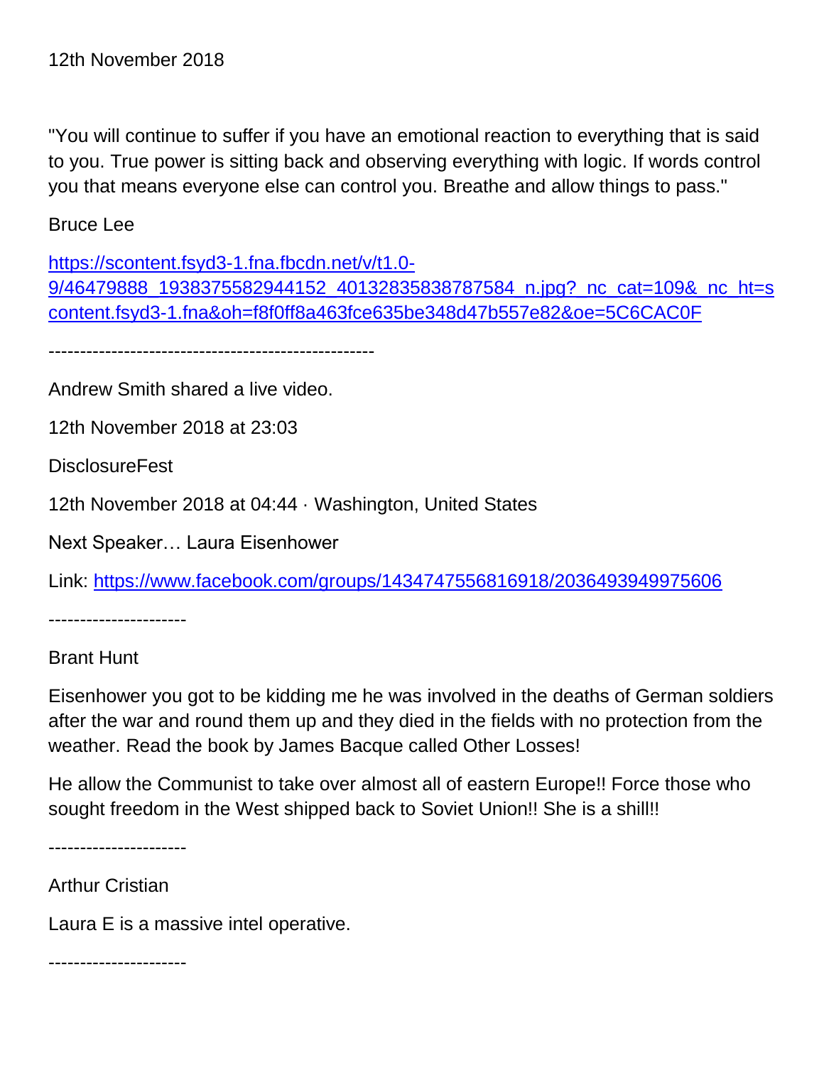12th November 2018

"You will continue to suffer if you have an emotional reaction to everything that is said to you. True power is sitting back and observing everything with logic. If words control you that means everyone else can control you. Breathe and allow things to pass."

Bruce Lee

https://scontent.fsyd3-1.fna.fbcdn.net/v/t1.0-9/46479888_1938375582944152_4013283583878758​4_n.jpg?_nc_cat=109&_nc_ht=scontent.fsyd3-1.fna&oh=f8f0ff8a463fce635be348d47b557e82&oe=5C6CAC0F

----------------------------------------------------

Andrew Smith shared a live video.

12th November 2018 at 23:03

DisclosureFest

12th November 2018 at 04:44 · Washington, United States

Next Speaker… Laura Eisenhower

Link: https://www.facebook.com/groups/1434747556816918/2036493949975606

----------------------

Brant Hunt

Eisenhower you got to be kidding me he was involved in the deaths of German soldiers after the war and round them up and they died in the fields with no protection from the weather. Read the book by James Bacque called Other Losses!

He allow the Communist to take over almost all of eastern Europe!! Force those who sought freedom in the West shipped back to Soviet Union!! She is a shill!!

----------------------

Arthur Cristian

Laura E is a massive intel operative.

----------------------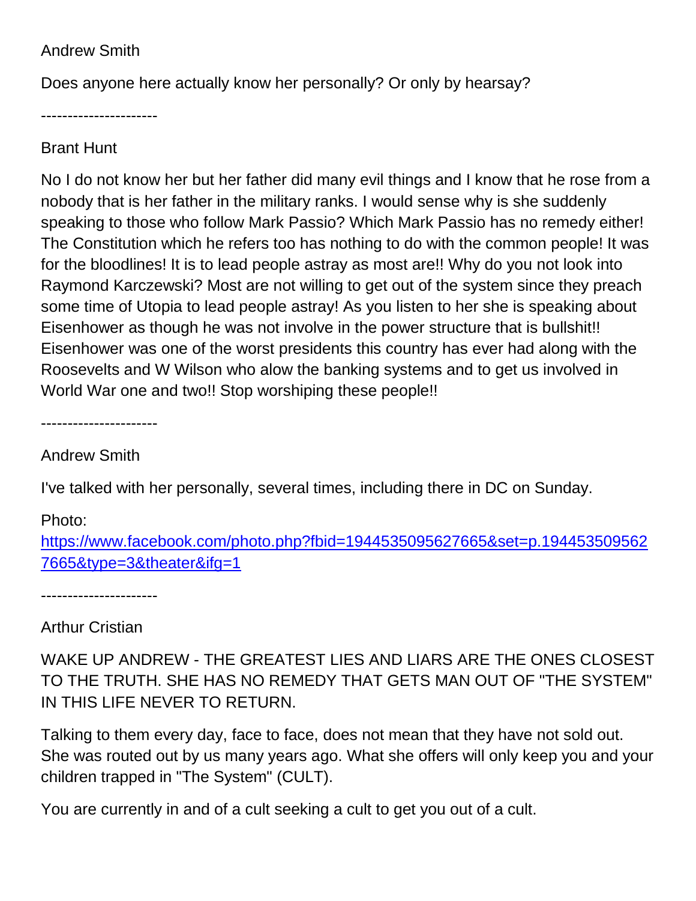Andrew Smith

Does anyone here actually know her personally? Or only by hearsay?

----------------------

Brant Hunt

No I do not know her but her father did many evil things and I know that he rose from a nobody that is her father in the military ranks. I would sense why is she suddenly speaking to those who follow Mark Passio? Which Mark Passio has no remedy either! The Constitution which he refers too has nothing to do with the common people! It was for the bloodlines! It is to lead people astray as most are!! Why do you not look into Raymond Karczewski? Most are not willing to get out of the system since they preach some time of Utopia to lead people astray! As you listen to her she is speaking about Eisenhower as though he was not involve in the power structure that is bullshit!! Eisenhower was one of the worst presidents this country has ever had along with the Roosevelts and W Wilson who alow the banking systems and to get us involved in World War one and two!! Stop worshiping these people!!

----------------------

Andrew Smith

I've talked with her personally, several times, including there in DC on Sunday.

Photo:
[https://www.facebook.com/photo.php?fbid=1944535095627665&set=p.1944535095627665&type=3&theater&ifg=1](https://www.facebook.com/photo.php?fbid=1944535095627665&set=p.1944535095627665&type=3&theater&ifg=1)

----------------------

Arthur Cristian

WAKE UP ANDREW - THE GREATEST LIES AND LIARS ARE THE ONES CLOSEST TO THE TRUTH. SHE HAS NO REMEDY THAT GETS MAN OUT OF "THE SYSTEM" IN THIS LIFE NEVER TO RETURN.

Talking to them every day, face to face, does not mean that they have not sold out. She was routed out by us many years ago. What she offers will only keep you and your children trapped in "The System" (CULT).

You are currently in and of a cult seeking a cult to get you out of a cult.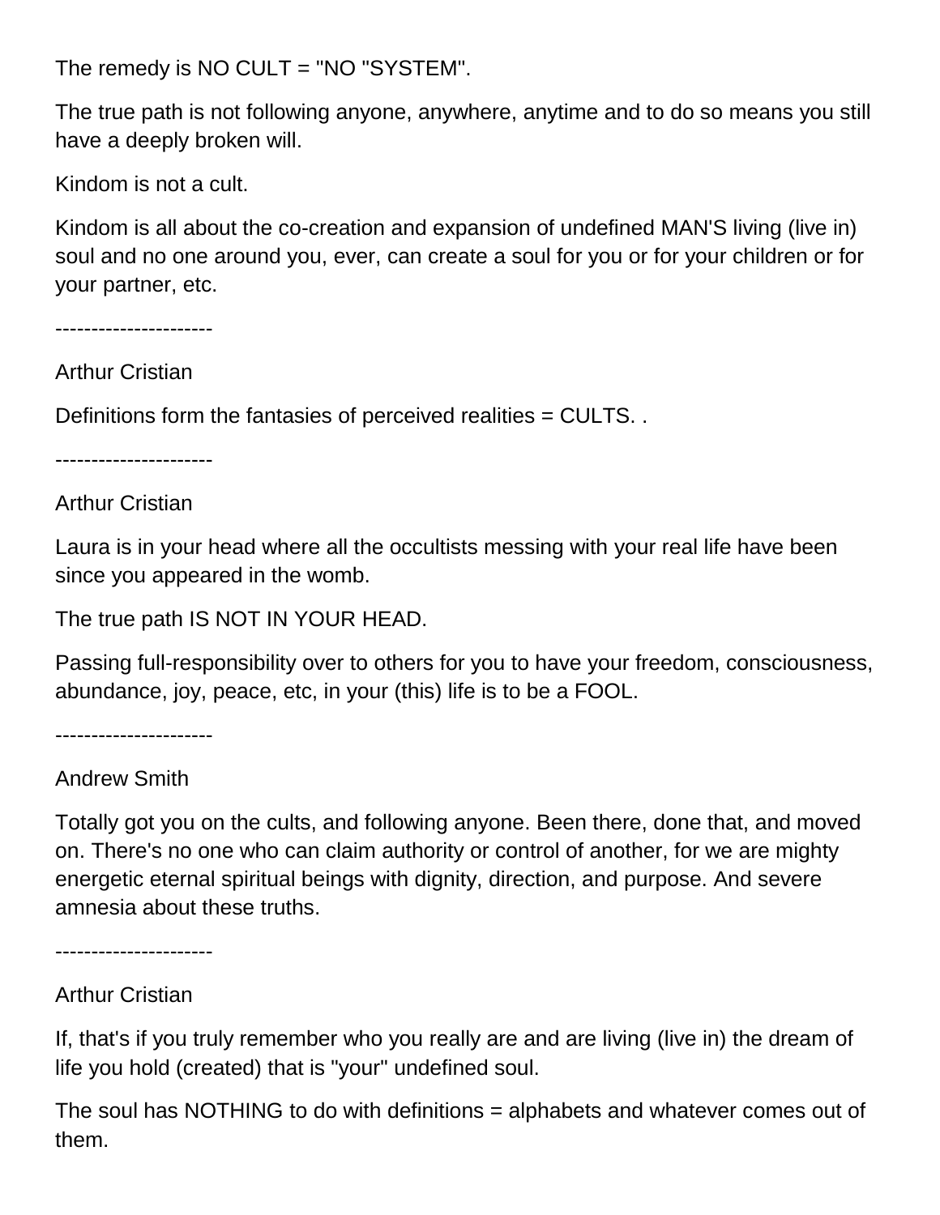The remedy is NO CULT = "NO "SYSTEM".

The true path is not following anyone, anywhere, anytime and to do so means you still have a deeply broken will.

Kindom is not a cult.

Kindom is all about the co-creation and expansion of undefined MAN'S living (live in) soul and no one around you, ever, can create a soul for you or for your children or for your partner, etc.

----------------------

Arthur Cristian

Definitions form the fantasies of perceived realities = CULTS. .

----------------------

Arthur Cristian

Laura is in your head where all the occultists messing with your real life have been since you appeared in the womb.

The true path IS NOT IN YOUR HEAD.

Passing full-responsibility over to others for you to have your freedom, consciousness, abundance, joy, peace, etc, in your (this) life is to be a FOOL.

----------------------

Andrew Smith

Totally got you on the cults, and following anyone. Been there, done that, and moved on. There's no one who can claim authority or control of another, for we are mighty energetic eternal spiritual beings with dignity, direction, and purpose. And severe amnesia about these truths.

----------------------

Arthur Cristian

If, that's if you truly remember who you really are and are living (live in) the dream of life you hold (created) that is "your" undefined soul.

The soul has NOTHING to do with definitions = alphabets and whatever comes out of them.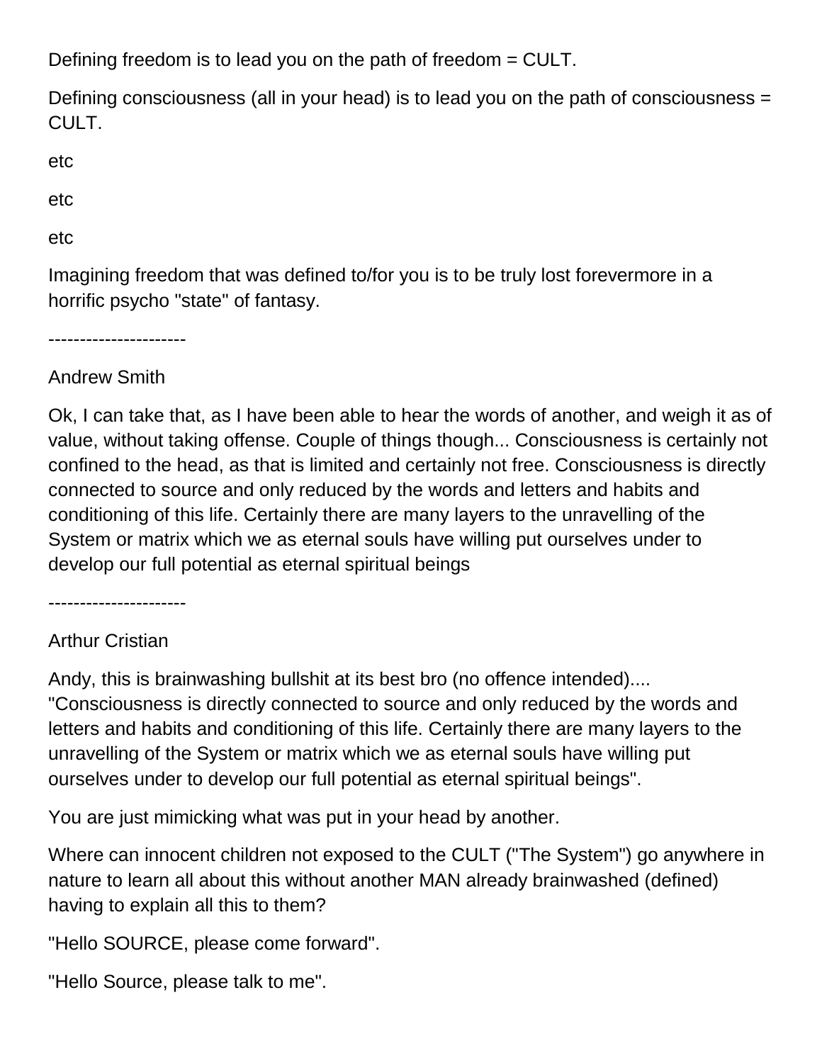Defining freedom is to lead you on the path of freedom = CULT.

Defining consciousness (all in your head) is to lead you on the path of consciousness = CULT.

etc

etc

etc

Imagining freedom that was defined to/for you is to be truly lost forevermore in a horrific psycho "state" of fantasy.

----------------------

Andrew Smith

Ok, I can take that, as I have been able to hear the words of another, and weigh it as of value, without taking offense. Couple of things though... Consciousness is certainly not confined to the head, as that is limited and certainly not free. Consciousness is directly connected to source and only reduced by the words and letters and habits and conditioning of this life. Certainly there are many layers to the unravelling of the System or matrix which we as eternal souls have willing put ourselves under to develop our full potential as eternal spiritual beings

----------------------

Arthur Cristian

Andy, this is brainwashing bullshit at its best bro (no offence intended).... "Consciousness is directly connected to source and only reduced by the words and letters and habits and conditioning of this life. Certainly there are many layers to the unravelling of the System or matrix which we as eternal souls have willing put ourselves under to develop our full potential as eternal spiritual beings".

You are just mimicking what was put in your head by another.

Where can innocent children not exposed to the CULT ("The System") go anywhere in nature to learn all about this without another MAN already brainwashed (defined) having to explain all this to them?

"Hello SOURCE, please come forward".

"Hello Source, please talk to me".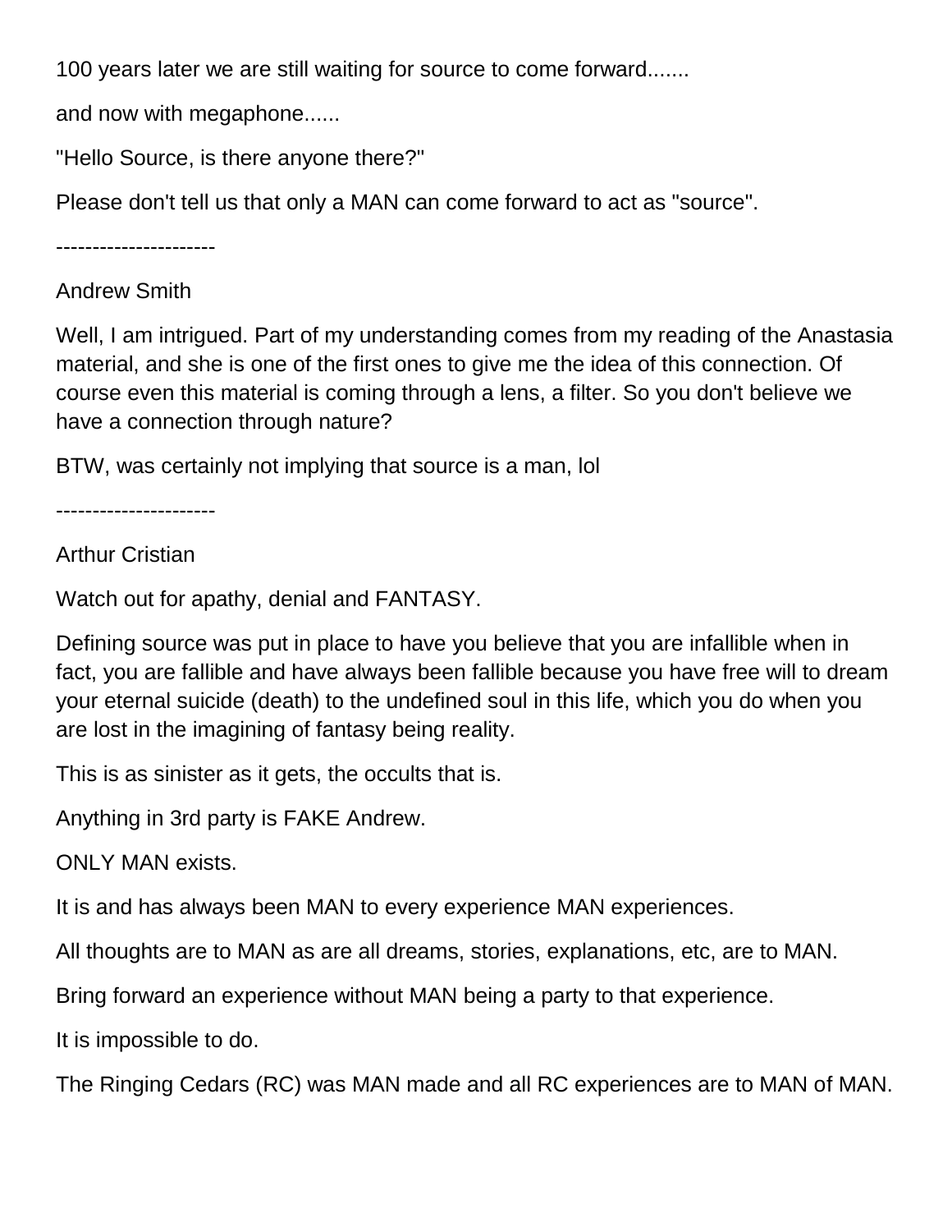100 years later we are still waiting for source to come forward.......

and now with megaphone......

"Hello Source, is there anyone there?"

Please don't tell us that only a MAN can come forward to act as "source".

----------------------

Andrew Smith

Well, I am intrigued. Part of my understanding comes from my reading of the Anastasia material, and she is one of the first ones to give me the idea of this connection. Of course even this material is coming through a lens, a filter. So you don't believe we have a connection through nature?

BTW, was certainly not implying that source is a man, lol

----------------------

Arthur Cristian

Watch out for apathy, denial and FANTASY.

Defining source was put in place to have you believe that you are infallible when in fact, you are fallible and have always been fallible because you have free will to dream your eternal suicide (death) to the undefined soul in this life, which you do when you are lost in the imagining of fantasy being reality.

This is as sinister as it gets, the occults that is.

Anything in 3rd party is FAKE Andrew.

ONLY MAN exists.

It is and has always been MAN to every experience MAN experiences.

All thoughts are to MAN as are all dreams, stories, explanations, etc, are to MAN.

Bring forward an experience without MAN being a party to that experience.

It is impossible to do.

The Ringing Cedars (RC) was MAN made and all RC experiences are to MAN of MAN.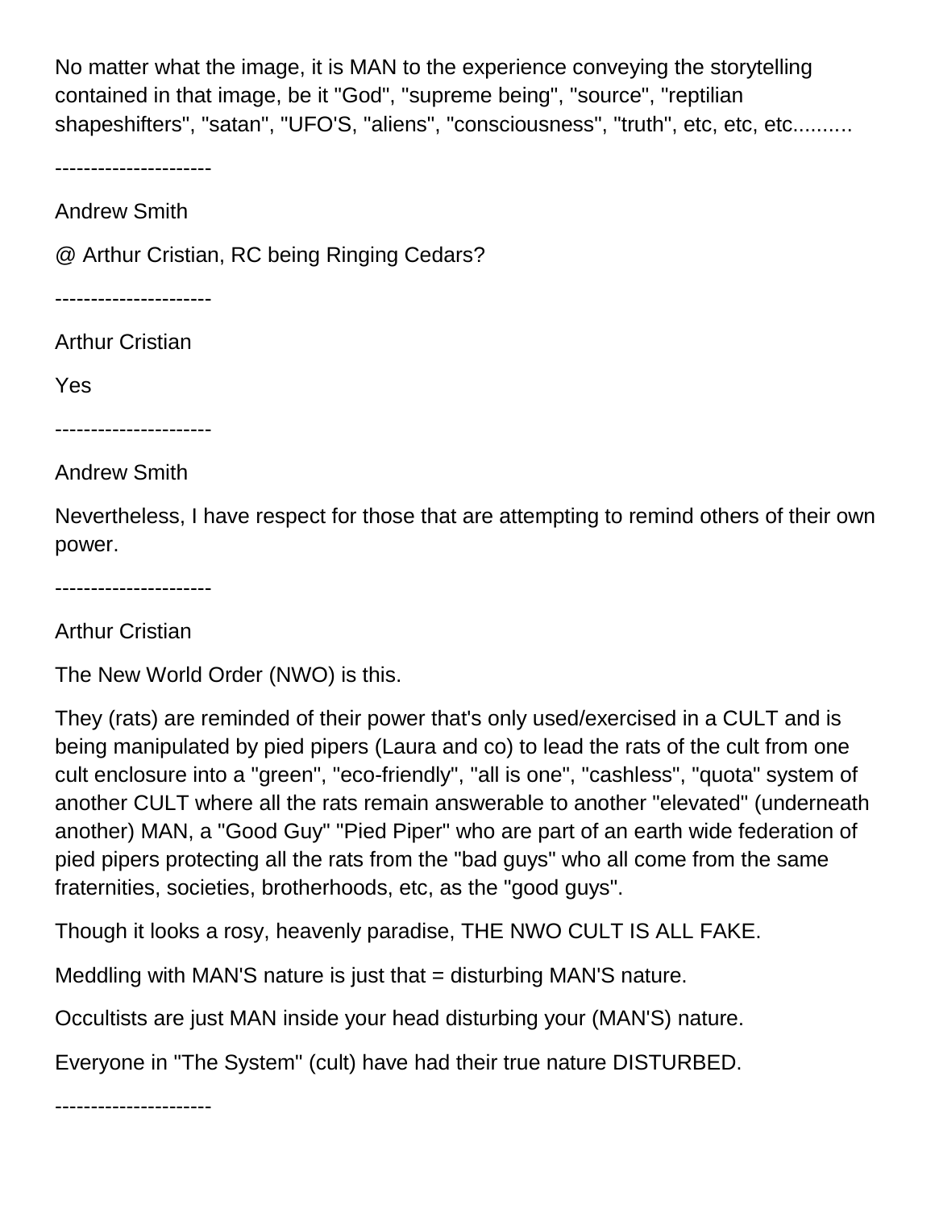No matter what the image, it is MAN to the experience conveying the storytelling contained in that image, be it "God", "supreme being", "source", "reptilian shapeshifters", "satan", "UFO'S, "aliens", "consciousness", "truth", etc, etc, etc..........

----------------------

Andrew Smith

@ Arthur Cristian, RC being Ringing Cedars?

----------------------

Arthur Cristian

Yes

----------------------

Andrew Smith

Nevertheless, I have respect for those that are attempting to remind others of their own power.

----------------------

Arthur Cristian

The New World Order (NWO) is this.

They (rats) are reminded of their power that's only used/exercised in a CULT and is being manipulated by pied pipers (Laura and co) to lead the rats of the cult from one cult enclosure into a "green", "eco-friendly", "all is one", "cashless", "quota" system of another CULT where all the rats remain answerable to another "elevated" (underneath another) MAN, a "Good Guy" "Pied Piper" who are part of an earth wide federation of pied pipers protecting all the rats from the "bad guys" who all come from the same fraternities, societies, brotherhoods, etc, as the "good guys".

Though it looks a rosy, heavenly paradise, THE NWO CULT IS ALL FAKE.

Meddling with MAN'S nature is just that = disturbing MAN'S nature.

Occultists are just MAN inside your head disturbing your (MAN'S) nature.

Everyone in "The System" (cult) have had their true nature DISTURBED.

----------------------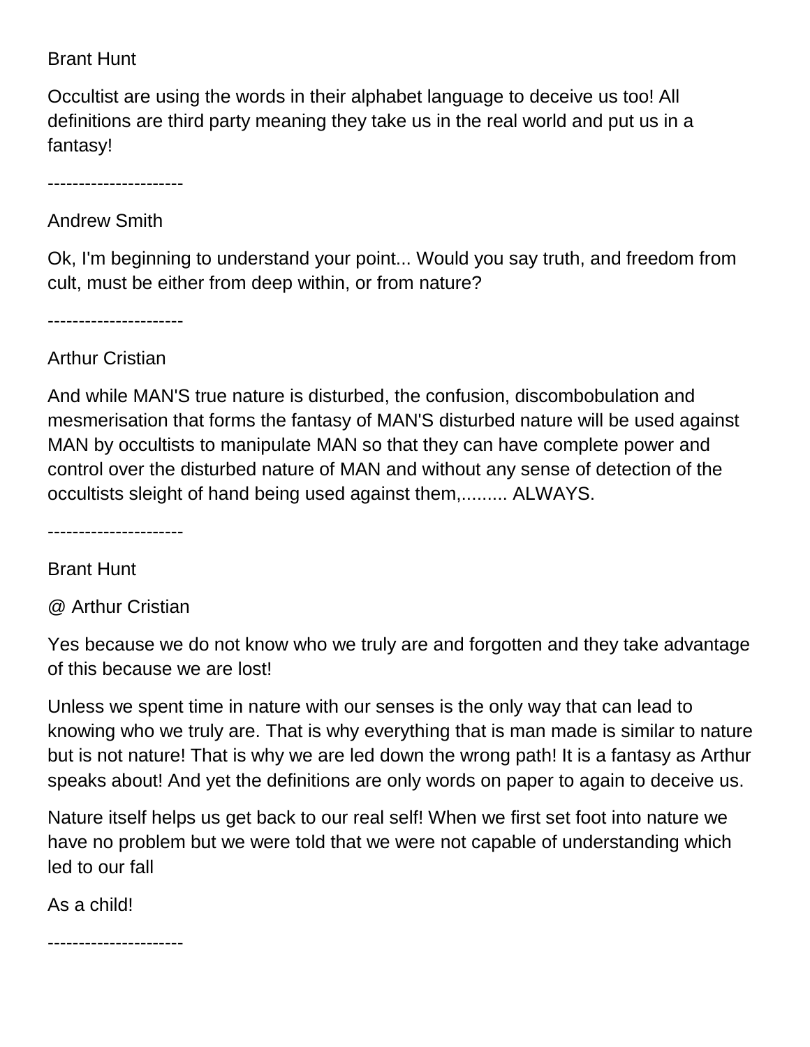Brant Hunt

Occultist are using the words in their alphabet language to deceive us too! All definitions are third party meaning they take us in the real world and put us in a fantasy!

----------------------

Andrew Smith

Ok, I'm beginning to understand your point... Would you say truth, and freedom from cult, must be either from deep within, or from nature?

----------------------

Arthur Cristian

And while MAN'S true nature is disturbed, the confusion, discombobulation and mesmerisation that forms the fantasy of MAN'S disturbed nature will be used against MAN by occultists to manipulate MAN so that they can have complete power and control over the disturbed nature of MAN and without any sense of detection of the occultists sleight of hand being used against them,......... ALWAYS.

----------------------

Brant Hunt

@ Arthur Cristian

Yes because we do not know who we truly are and forgotten and they take advantage of this because we are lost!

Unless we spent time in nature with our senses is the only way that can lead to knowing who we truly are. That is why everything that is man made is similar to nature but is not nature! That is why we are led down the wrong path! It is a fantasy as Arthur speaks about! And yet the definitions are only words on paper to again to deceive us.

Nature itself helps us get back to our real self! When we first set foot into nature we have no problem but we were told that we were not capable of understanding which led to our fall

As a child!

----------------------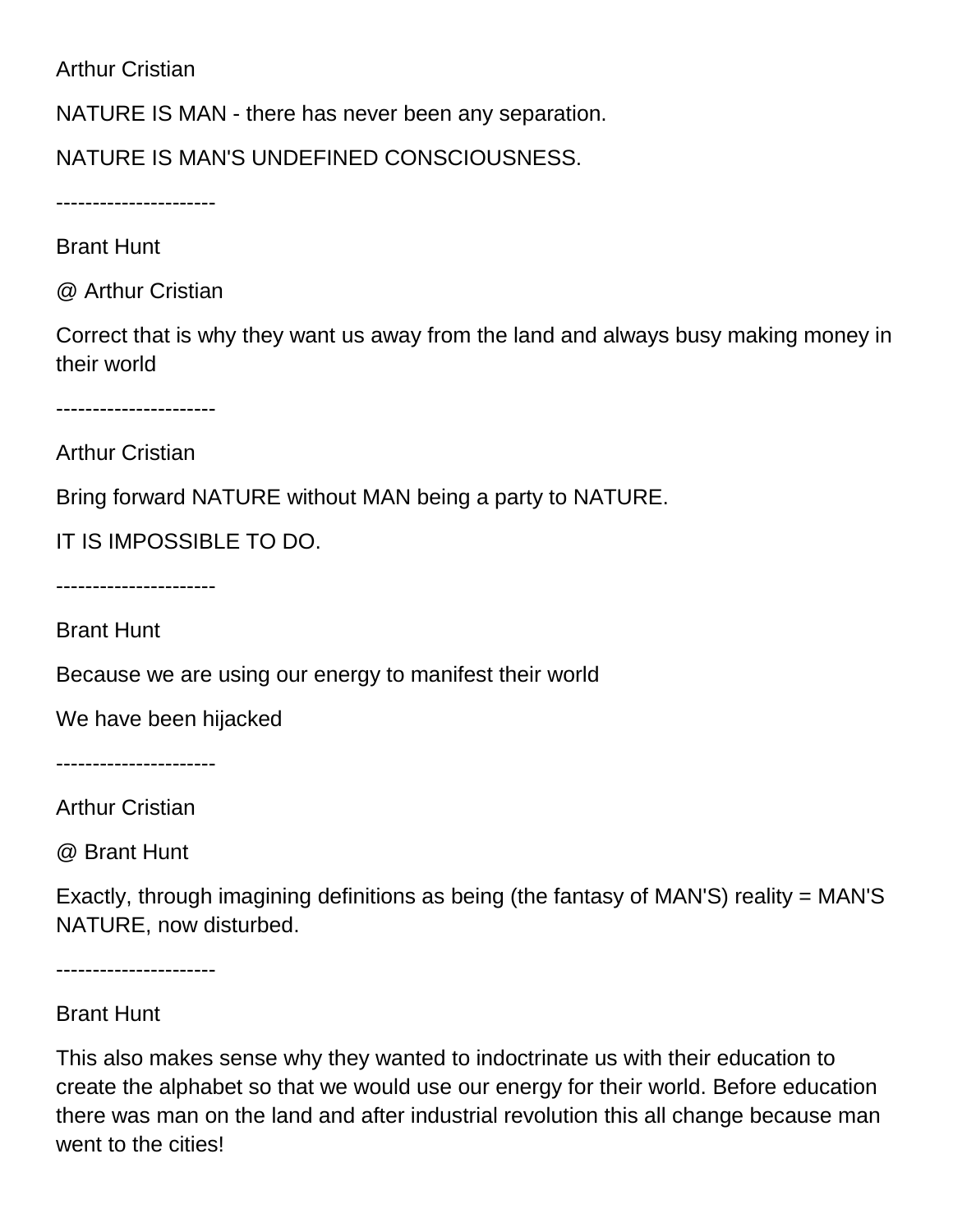Arthur Cristian

NATURE IS MAN - there has never been any separation.

NATURE IS MAN'S UNDEFINED CONSCIOUSNESS.

----------------------

Brant Hunt

@ Arthur Cristian

Correct that is why they want us away from the land and always busy making money in their world

----------------------

Arthur Cristian

Bring forward NATURE without MAN being a party to NATURE.

IT IS IMPOSSIBLE TO DO.

----------------------

Brant Hunt

Because we are using our energy to manifest their world

We have been hijacked

----------------------

Arthur Cristian

@ Brant Hunt

Exactly, through imagining definitions as being (the fantasy of MAN'S) reality = MAN'S NATURE, now disturbed.

----------------------

Brant Hunt

This also makes sense why they wanted to indoctrinate us with their education to create the alphabet so that we would use our energy for their world. Before education there was man on the land and after industrial revolution this all change because man went to the cities!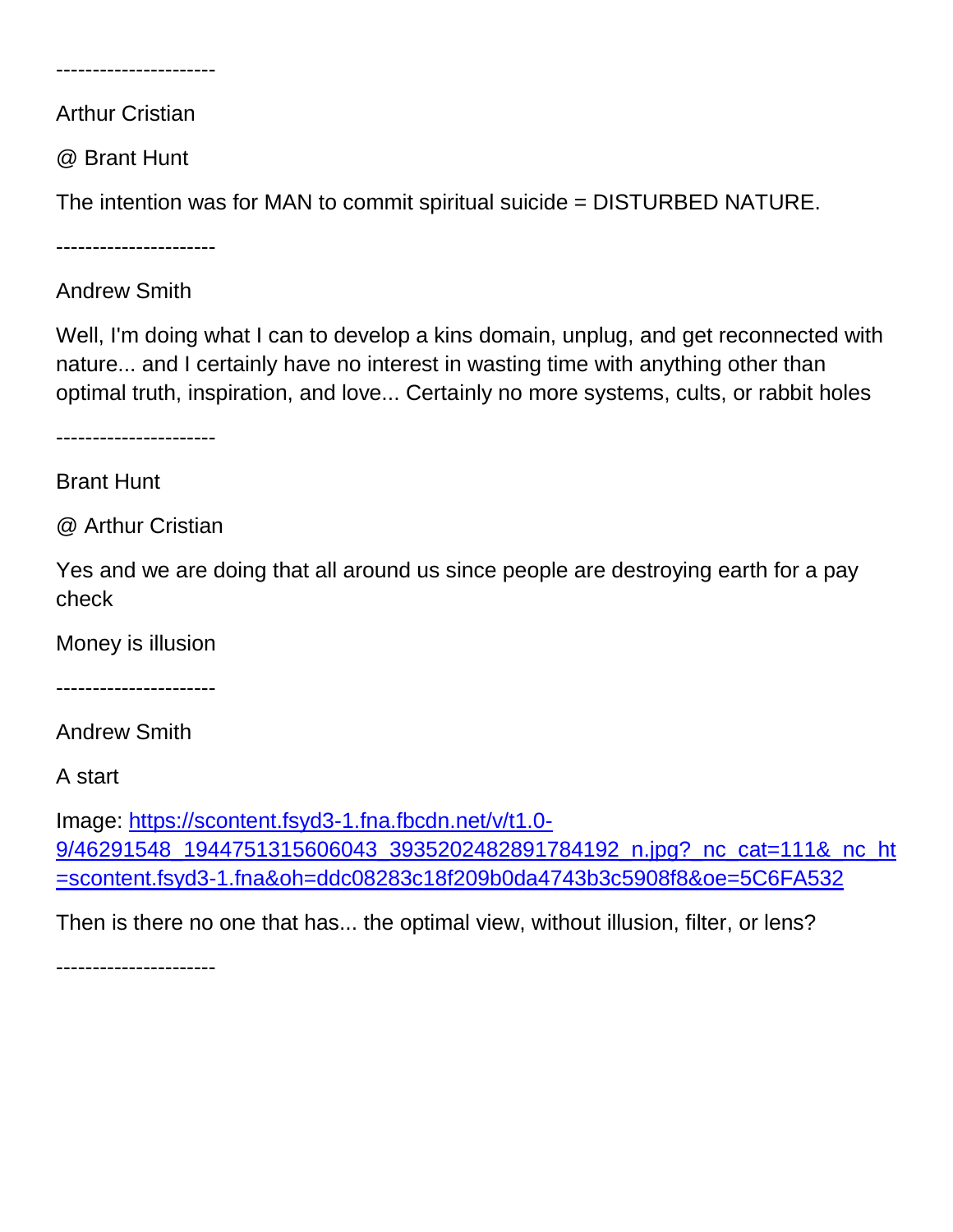----------------------

Arthur Cristian

@ Brant Hunt

The intention was for MAN to commit spiritual suicide = DISTURBED NATURE.

----------------------

Andrew Smith

Well, I'm doing what I can to develop a kins domain, unplug, and get reconnected with nature... and I certainly have no interest in wasting time with anything other than optimal truth, inspiration, and love... Certainly no more systems, cults, or rabbit holes

----------------------

Brant Hunt

@ Arthur Cristian

Yes and we are doing that all around us since people are destroying earth for a pay check

Money is illusion

----------------------

Andrew Smith

A start

Image: [https://scontent.fsyd3-1.fna.fbcdn.net/v/t1.0-9/46291548_1944751315606043_3935202482891784192_n.jpg?_nc_cat=111&_nc_ht=scontent.fsyd3-1.fna&oh=ddc08283c18f209b0da4743b3c5908f8&oe=5C6FA532](https://scontent.fsyd3-1.fna.fbcdn.net/v/t1.0-9/46291548_1944751315606043_3935202482891784192_n.jpg?_nc_cat=111&_nc_ht=scontent.fsyd3-1.fna&oh=ddc08283c18f209b0da4743b3c5908f8&oe=5C6FA532)

Then is there no one that has... the optimal view, without illusion, filter, or lens?

----------------------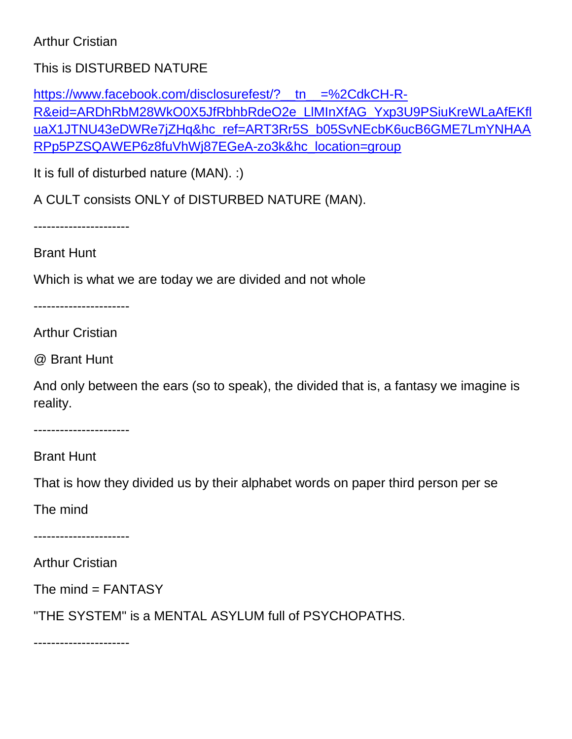Arthur Cristian

This is DISTURBED NATURE

https://www.facebook.com/disclosurefest/?__tn__=%2CdkCH-R-R&eid=ARDhRbM28WkO0X5JfRbhbRdeO2e_LlMInXfAG_Yxp3U9PSiuKreWLaAfEKfluaX1JTNU43eDWRe7jZHq&hc_ref=ART3Rr5S_b05SvNEcbK6ucB6GME7LmYNHAARPp5PZSQAWEP6z8fuVhWj87EGeA-zo3k&hc_location=group

It is full of disturbed nature (MAN). :)

A CULT consists ONLY of DISTURBED NATURE (MAN).

----------------------

Brant Hunt

Which is what we are today we are divided and not whole

----------------------

Arthur Cristian

@ Brant Hunt

And only between the ears (so to speak), the divided that is, a fantasy we imagine is reality.

----------------------

Brant Hunt

That is how they divided us by their alphabet words on paper third person per se

The mind

----------------------

Arthur Cristian

The mind = FANTASY

"THE SYSTEM" is a MENTAL ASYLUM full of PSYCHOPATHS.

----------------------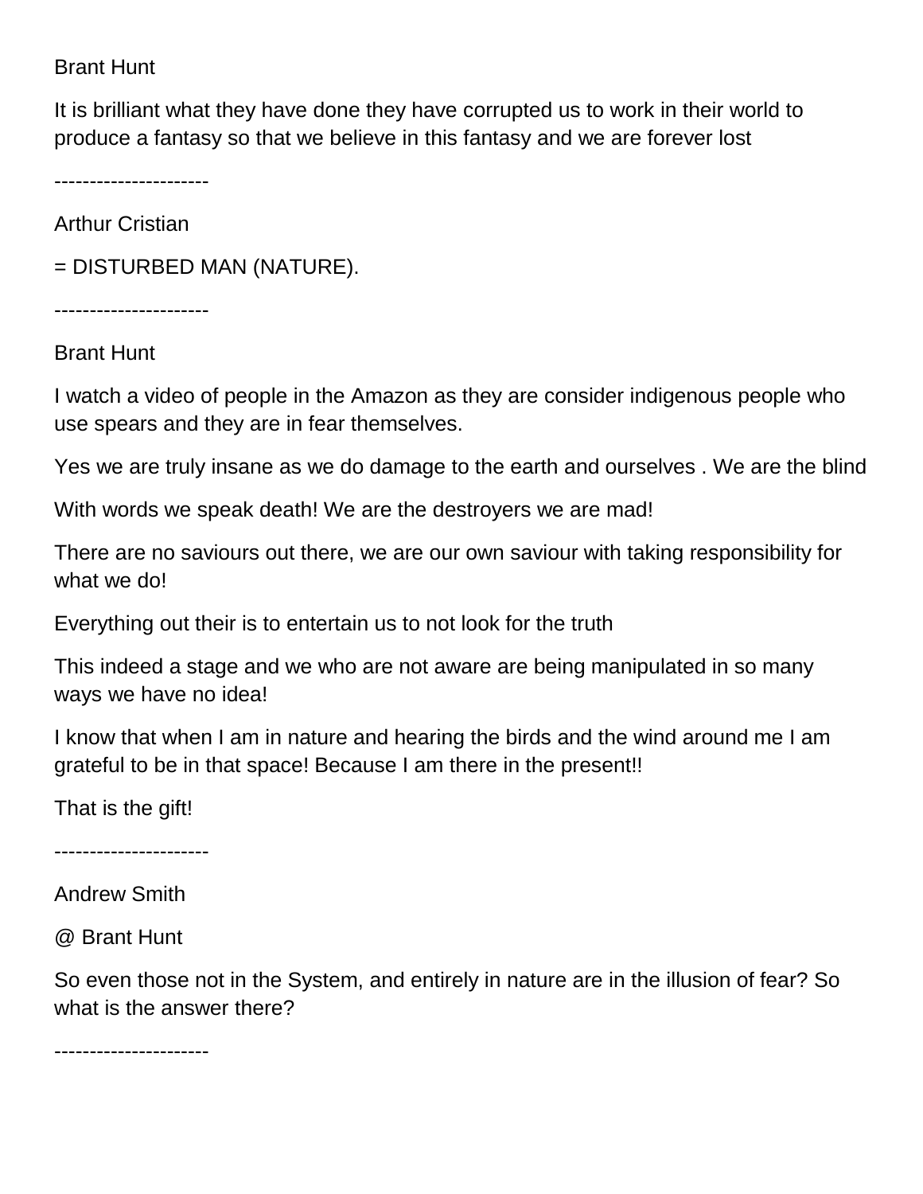Brant Hunt

It is brilliant what they have done they have corrupted us to work in their world to produce a fantasy so that we believe in this fantasy and we are forever lost

----------------------

Arthur Cristian

= DISTURBED MAN (NATURE).

----------------------

Brant Hunt

I watch a video of people in the Amazon as they are consider indigenous people who use spears and they are in fear themselves.

Yes we are truly insane as we do damage to the earth and ourselves . We are the blind

With words we speak death! We are the destroyers we are mad!

There are no saviours out there, we are our own saviour with taking responsibility for what we do!

Everything out their is to entertain us to not look for the truth

This indeed a stage and we who are not aware are being manipulated in so many ways we have no idea!

I know that when I am in nature and hearing the birds and the wind around me I am grateful to be in that space! Because I am there in the present!!

That is the gift!

----------------------

Andrew Smith

@ Brant Hunt

So even those not in the System, and entirely in nature are in the illusion of fear? So what is the answer there?

----------------------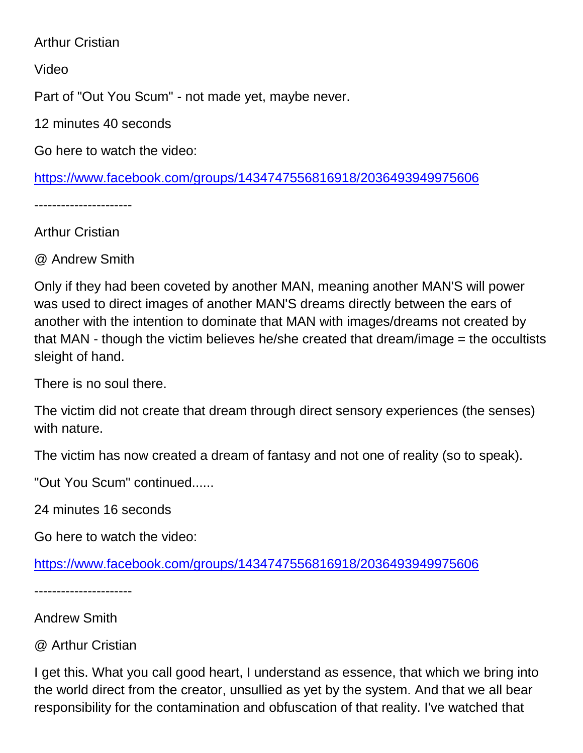Arthur Cristian

Video

Part of "Out You Scum" - not made yet, maybe never.

12 minutes 40 seconds

Go here to watch the video:

https://www.facebook.com/groups/1434747556816918/2036493949975606

----------------------

Arthur Cristian

@ Andrew Smith

Only if they had been coveted by another MAN, meaning another MAN'S will power was used to direct images of another MAN'S dreams directly between the ears of another with the intention to dominate that MAN with images/dreams not created by that MAN - though the victim believes he/she created that dream/image = the occultists sleight of hand.

There is no soul there.

The victim did not create that dream through direct sensory experiences (the senses) with nature.

The victim has now created a dream of fantasy and not one of reality (so to speak).

"Out You Scum" continued......

24 minutes 16 seconds

Go here to watch the video:

https://www.facebook.com/groups/1434747556816918/2036493949975606

----------------------

Andrew Smith

@ Arthur Cristian

I get this. What you call good heart, I understand as essence, that which we bring into the world direct from the creator, unsullied as yet by the system. And that we all bear responsibility for the contamination and obfuscation of that reality. I've watched that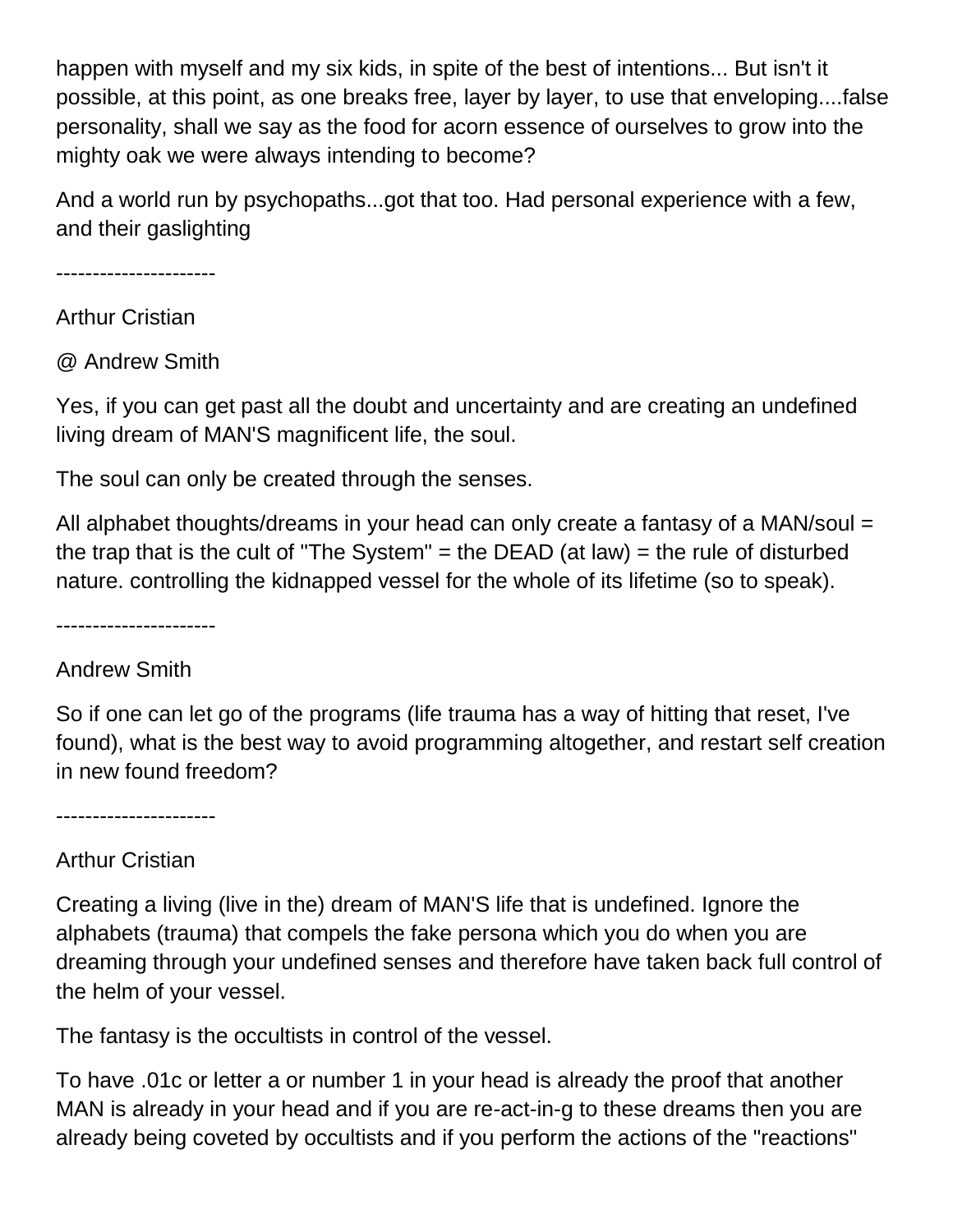happen with myself and my six kids, in spite of the best of intentions... But isn't it possible, at this point, as one breaks free, layer by layer, to use that enveloping....false personality, shall we say as the food for acorn essence of ourselves to grow into the mighty oak we were always intending to become?

And a world run by psychopaths...got that too. Had personal experience with a few, and their gaslighting

----------------------

Arthur Cristian

@ Andrew Smith

Yes, if you can get past all the doubt and uncertainty and are creating an undefined living dream of MAN'S magnificent life, the soul.

The soul can only be created through the senses.

All alphabet thoughts/dreams in your head can only create a fantasy of a MAN/soul = the trap that is the cult of "The System" = the DEAD (at law) = the rule of disturbed nature. controlling the kidnapped vessel for the whole of its lifetime (so to speak).

----------------------

Andrew Smith

So if one can let go of the programs (life trauma has a way of hitting that reset, I've found), what is the best way to avoid programming altogether, and restart self creation in new found freedom?

----------------------

Arthur Cristian

Creating a living (live in the) dream of MAN'S life that is undefined. Ignore the alphabets (trauma) that compels the fake persona which you do when you are dreaming through your undefined senses and therefore have taken back full control of the helm of your vessel.

The fantasy is the occultists in control of the vessel.

To have .01c or letter a or number 1 in your head is already the proof that another MAN is already in your head and if you are re-act-in-g to these dreams then you are already being coveted by occultists and if you perform the actions of the "reactions"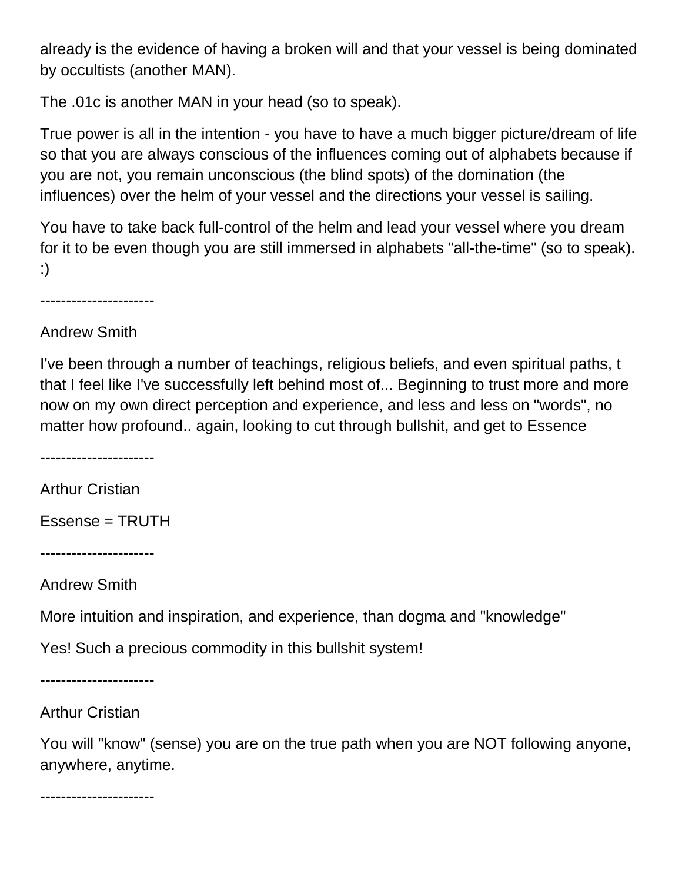already is the evidence of having a broken will and that your vessel is being dominated by occultists (another MAN).

The .01c is another MAN in your head (so to speak).

True power is all in the intention - you have to have a much bigger picture/dream of life so that you are always conscious of the influences coming out of alphabets because if you are not, you remain unconscious (the blind spots) of the domination (the influences) over the helm of your vessel and the directions your vessel is sailing.

You have to take back full-control of the helm and lead your vessel where you dream for it to be even though you are still immersed in alphabets "all-the-time" (so to speak). :)

----------------------

Andrew Smith

I've been through a number of teachings, religious beliefs, and even spiritual paths, t that I feel like I've successfully left behind most of... Beginning to trust more and more now on my own direct perception and experience, and less and less on "words", no matter how profound.. again, looking to cut through bullshit, and get to Essence

----------------------

Arthur Cristian

Essense = TRUTH

----------------------

Andrew Smith

More intuition and inspiration, and experience, than dogma and "knowledge"

Yes! Such a precious commodity in this bullshit system!

----------------------

Arthur Cristian

You will "know" (sense) you are on the true path when you are NOT following anyone, anywhere, anytime.

----------------------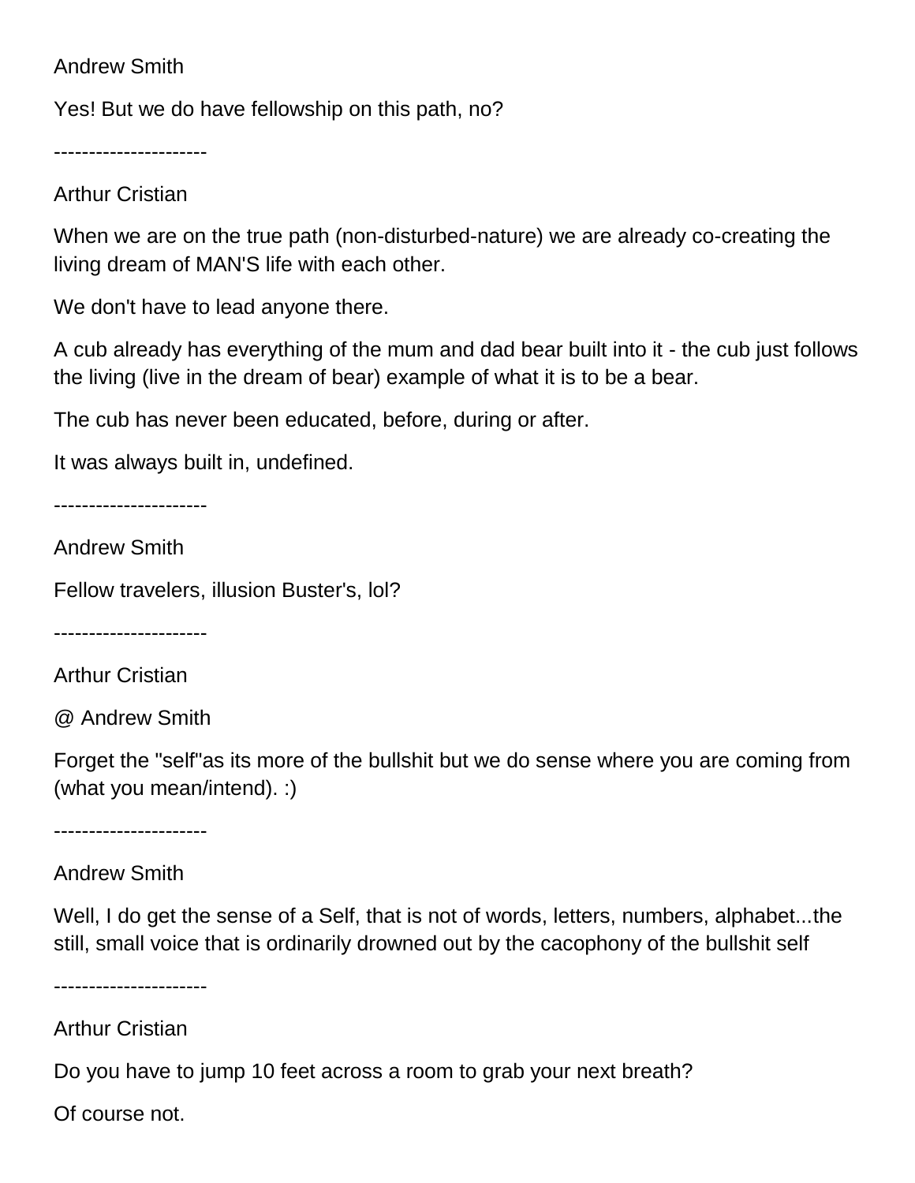Andrew Smith

Yes! But we do have fellowship on this path, no?

----------------------

Arthur Cristian

When we are on the true path (non-disturbed-nature) we are already co-creating the living dream of MAN'S life with each other.

We don't have to lead anyone there.

A cub already has everything of the mum and dad bear built into it - the cub just follows the living (live in the dream of bear) example of what it is to be a bear.

The cub has never been educated, before, during or after.

It was always built in, undefined.

----------------------

Andrew Smith

Fellow travelers, illusion Buster's, lol?

----------------------

Arthur Cristian

@ Andrew Smith

Forget the "self"as its more of the bullshit but we do sense where you are coming from (what you mean/intend). :)

----------------------

Andrew Smith

Well, I do get the sense of a Self, that is not of words, letters, numbers, alphabet...the still, small voice that is ordinarily drowned out by the cacophony of the bullshit self

----------------------

Arthur Cristian

Do you have to jump 10 feet across a room to grab your next breath?

Of course not.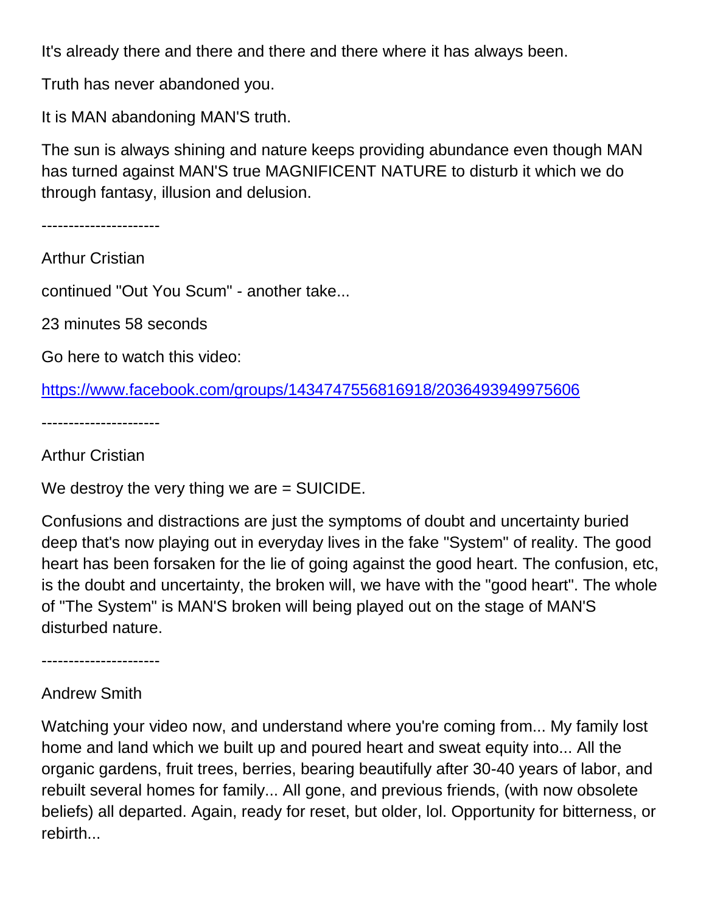It's already there and there and there and there where it has always been.

Truth has never abandoned you.

It is MAN abandoning MAN'S truth.

The sun is always shining and nature keeps providing abundance even though MAN has turned against MAN'S true MAGNIFICENT NATURE to disturb it which we do through fantasy, illusion and delusion.

----------------------

Arthur Cristian

continued "Out You Scum" - another take...

23 minutes 58 seconds

Go here to watch this video:

https://www.facebook.com/groups/1434747556816918/2036493949975606

----------------------

Arthur Cristian

We destroy the very thing we are = SUICIDE.

Confusions and distractions are just the symptoms of doubt and uncertainty buried deep that's now playing out in everyday lives in the fake "System" of reality. The good heart has been forsaken for the lie of going against the good heart. The confusion, etc, is the doubt and uncertainty, the broken will, we have with the "good heart". The whole of "The System" is MAN'S broken will being played out on the stage of MAN'S disturbed nature.

----------------------

Andrew Smith

Watching your video now, and understand where you're coming from... My family lost home and land which we built up and poured heart and sweat equity into... All the organic gardens, fruit trees, berries, bearing beautifully after 30-40 years of labor, and rebuilt several homes for family... All gone, and previous friends, (with now obsolete beliefs) all departed. Again, ready for reset, but older, lol. Opportunity for bitterness, or rebirth...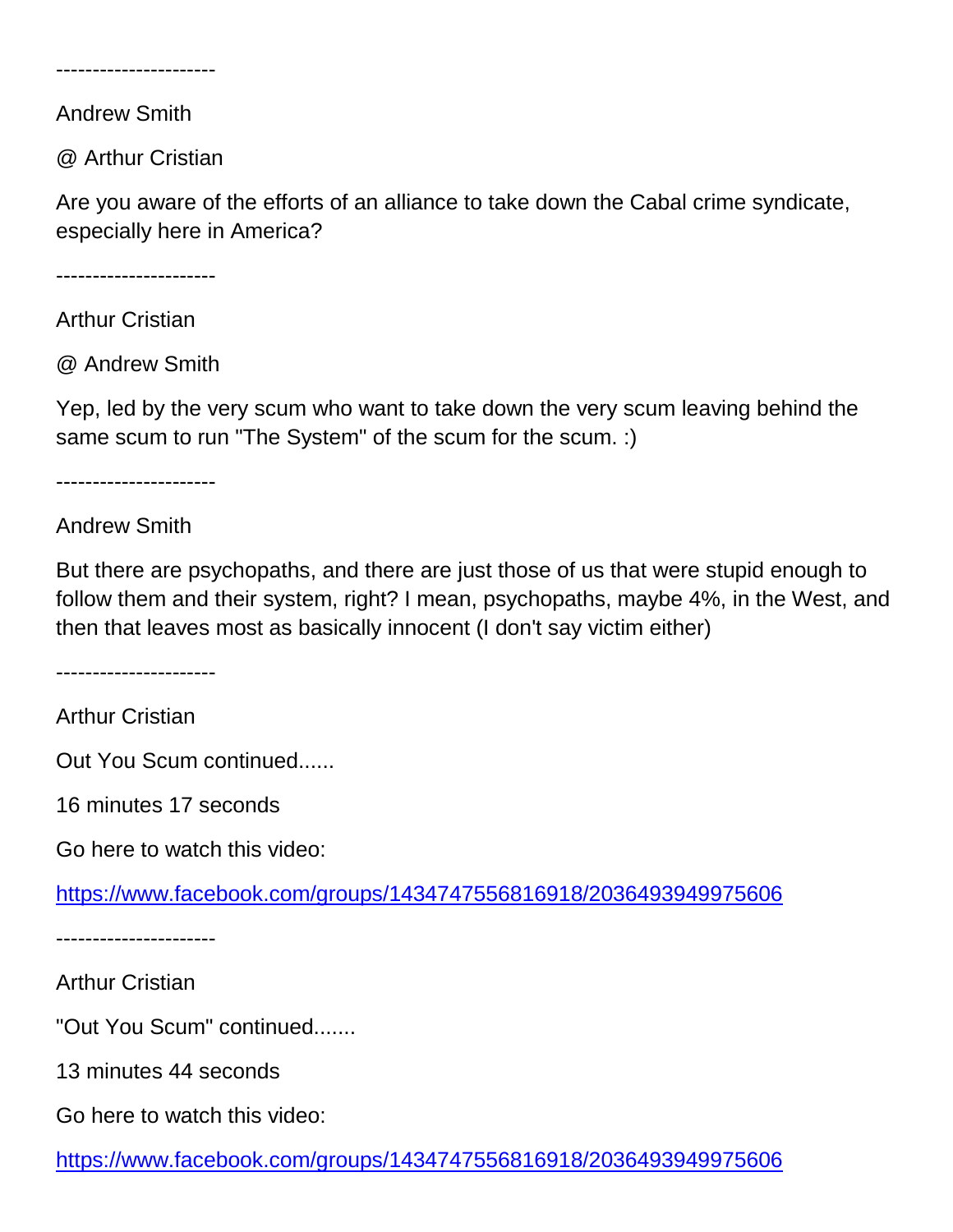----------------------

Andrew Smith

@ Arthur Cristian

Are you aware of the efforts of an alliance to take down the Cabal crime syndicate, especially here in America?

----------------------

Arthur Cristian

@ Andrew Smith

Yep, led by the very scum who want to take down the very scum leaving behind the same scum to run "The System" of the scum for the scum. :)

----------------------

Andrew Smith

But there are psychopaths, and there are just those of us that were stupid enough to follow them and their system, right? I mean, psychopaths, maybe 4%, in the West, and then that leaves most as basically innocent (I don't say victim either)

----------------------

Arthur Cristian

Out You Scum continued......

16 minutes 17 seconds

Go here to watch this video:

https://www.facebook.com/groups/1434747556816918/2036493949975606

----------------------

Arthur Cristian

"Out You Scum" continued.......

13 minutes 44 seconds

Go here to watch this video:

https://www.facebook.com/groups/1434747556816918/2036493949975606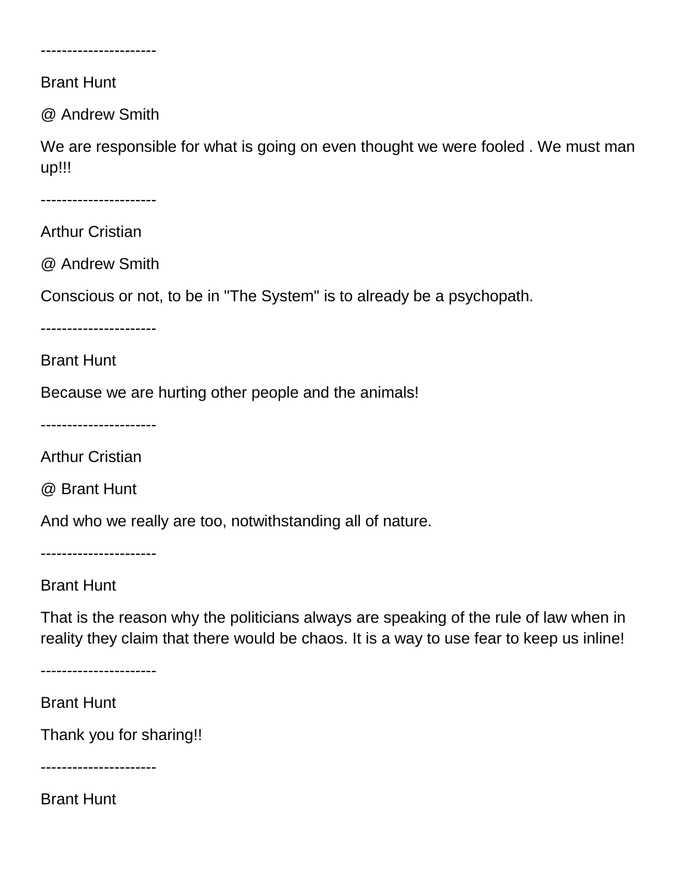----------------------

Brant Hunt

@ Andrew Smith

We are responsible for what is going on even thought we were fooled . We must man up!!!

----------------------

Arthur Cristian

@ Andrew Smith

Conscious or not, to be in "The System" is to already be a psychopath.

----------------------

Brant Hunt

Because we are hurting other people and the animals!

----------------------

Arthur Cristian

@ Brant Hunt

And who we really are too, notwithstanding all of nature.

----------------------

Brant Hunt

That is the reason why the politicians always are speaking of the rule of law when in reality they claim that there would be chaos. It is a way to use fear to keep us inline!

----------------------

Brant Hunt

Thank you for sharing!!

----------------------

Brant Hunt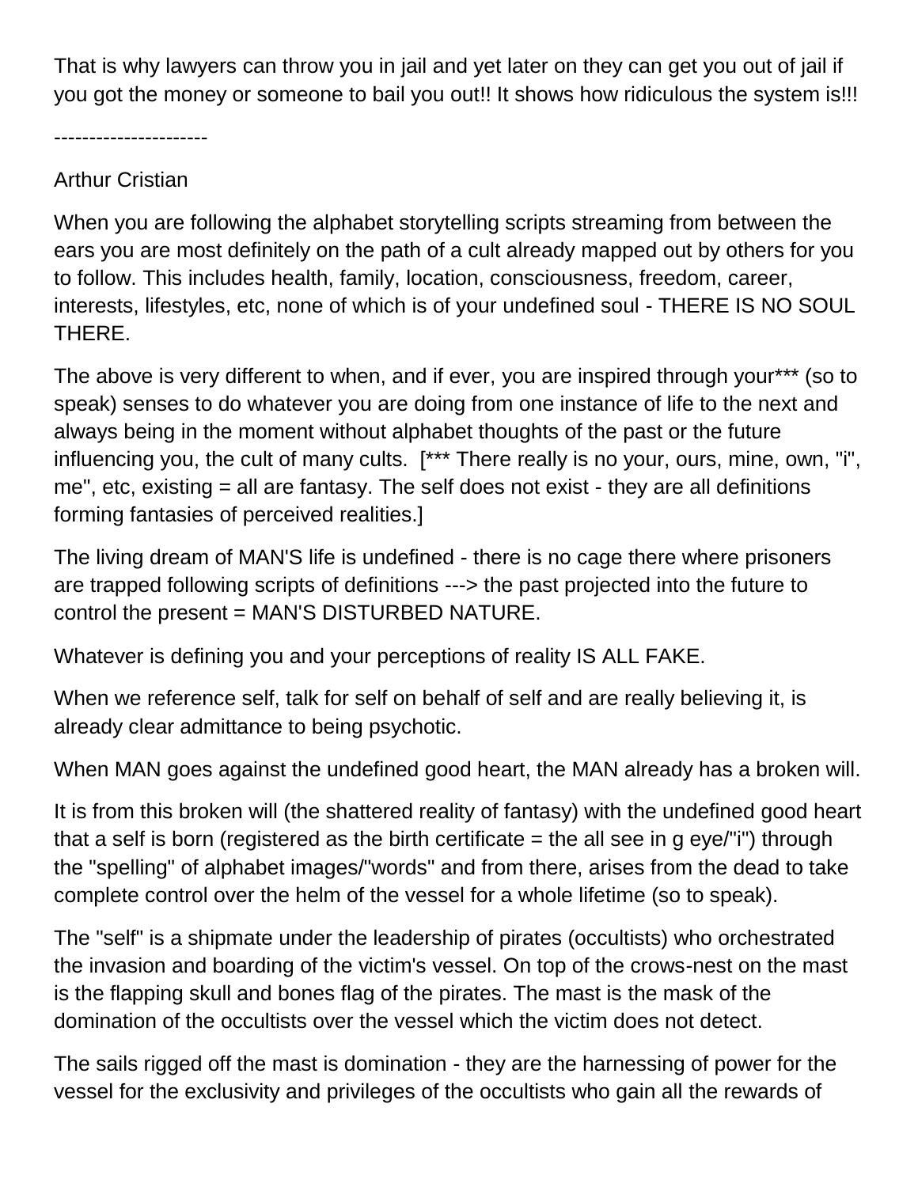That is why lawyers can throw you in jail and yet later on they can get you out of jail if you got the money or someone to bail you out!! It shows how ridiculous the system is!!!

----------------------

Arthur Cristian

When you are following the alphabet storytelling scripts streaming from between the ears you are most definitely on the path of a cult already mapped out by others for you to follow. This includes health, family, location, consciousness, freedom, career, interests, lifestyles, etc, none of which is of your undefined soul - THERE IS NO SOUL THERE.

The above is very different to when, and if ever, you are inspired through your*** (so to speak) senses to do whatever you are doing from one instance of life to the next and always being in the moment without alphabet thoughts of the past or the future influencing you, the cult of many cults. [*** There really is no your, ours, mine, own, "i", me", etc, existing = all are fantasy. The self does not exist - they are all definitions forming fantasies of perceived realities.]

The living dream of MAN'S life is undefined - there is no cage there where prisoners are trapped following scripts of definitions ---> the past projected into the future to control the present = MAN'S DISTURBED NATURE.

Whatever is defining you and your perceptions of reality IS ALL FAKE.

When we reference self, talk for self on behalf of self and are really believing it, is already clear admittance to being psychotic.

When MAN goes against the undefined good heart, the MAN already has a broken will.

It is from this broken will (the shattered reality of fantasy) with the undefined good heart that a self is born (registered as the birth certificate = the all see in g eye/"i") through the "spelling" of alphabet images/"words" and from there, arises from the dead to take complete control over the helm of the vessel for a whole lifetime (so to speak).

The "self" is a shipmate under the leadership of pirates (occultists) who orchestrated the invasion and boarding of the victim's vessel. On top of the crows-nest on the mast is the flapping skull and bones flag of the pirates. The mast is the mask of the domination of the occultists over the vessel which the victim does not detect.

The sails rigged off the mast is domination - they are the harnessing of power for the vessel for the exclusivity and privileges of the occultists who gain all the rewards of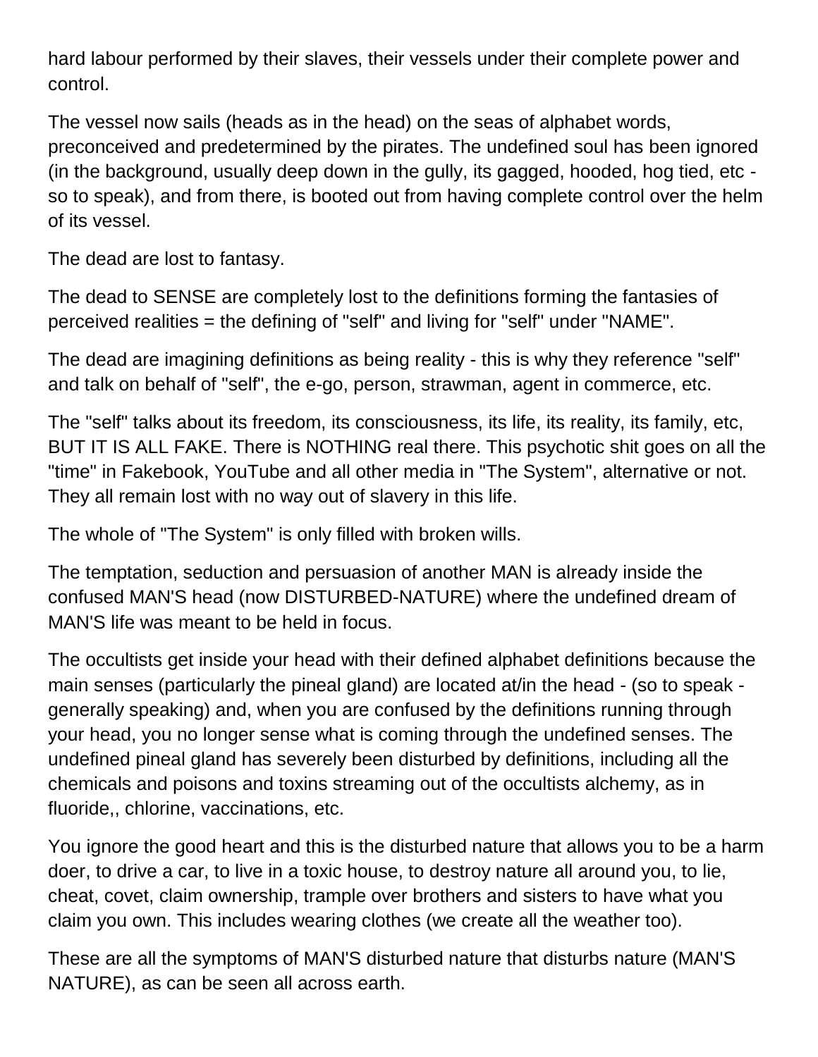hard labour performed by their slaves, their vessels under their complete power and control.

The vessel now sails (heads as in the head) on the seas of alphabet words, preconceived and predetermined by the pirates. The undefined soul has been ignored (in the background, usually deep down in the gully, its gagged, hooded, hog tied, etc - so to speak), and from there, is booted out from having complete control over the helm of its vessel.

The dead are lost to fantasy.

The dead to SENSE are completely lost to the definitions forming the fantasies of perceived realities = the defining of "self" and living for "self" under "NAME".

The dead are imagining definitions as being reality - this is why they reference "self" and talk on behalf of "self", the e-go, person, strawman, agent in commerce, etc.

The "self" talks about its freedom, its consciousness, its life, its reality, its family, etc, BUT IT IS ALL FAKE. There is NOTHING real there. This psychotic shit goes on all the "time" in Fakebook, YouTube and all other media in "The System", alternative or not. They all remain lost with no way out of slavery in this life.

The whole of "The System" is only filled with broken wills.

The temptation, seduction and persuasion of another MAN is already inside the confused MAN'S head (now DISTURBED-NATURE) where the undefined dream of MAN'S life was meant to be held in focus.

The occultists get inside your head with their defined alphabet definitions because the main senses (particularly the pineal gland) are located at/in the head - (so to speak - generally speaking) and, when you are confused by the definitions running through your head, you no longer sense what is coming through the undefined senses. The undefined pineal gland has severely been disturbed by definitions, including all the chemicals and poisons and toxins streaming out of the occultists alchemy, as in fluoride,, chlorine, vaccinations, etc.

You ignore the good heart and this is the disturbed nature that allows you to be a harm doer, to drive a car, to live in a toxic house, to destroy nature all around you, to lie, cheat, covet, claim ownership, trample over brothers and sisters to have what you claim you own. This includes wearing clothes (we create all the weather too).

These are all the symptoms of MAN'S disturbed nature that disturbs nature (MAN'S NATURE), as can be seen all across earth.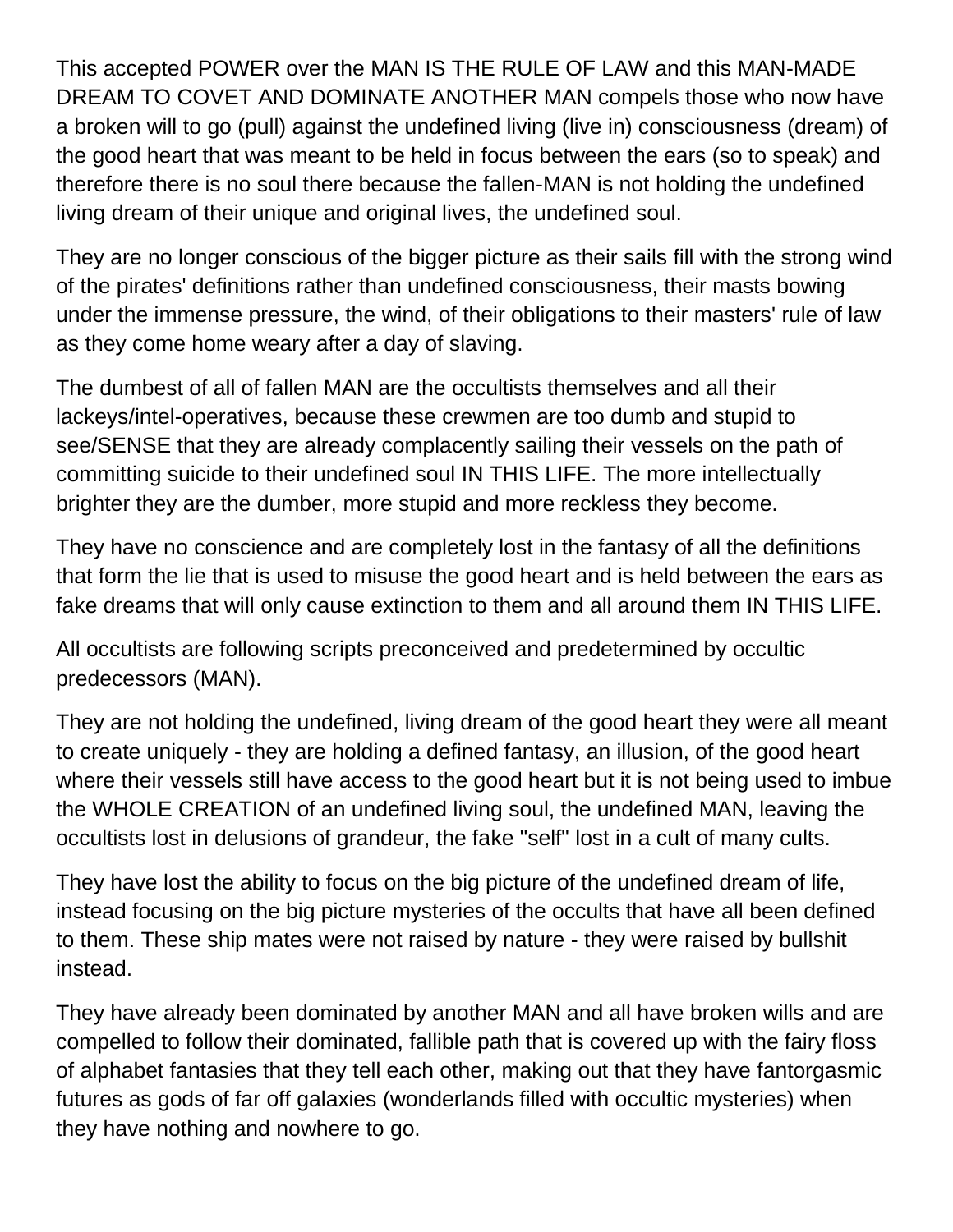This accepted POWER over the MAN IS THE RULE OF LAW and this MAN-MADE DREAM TO COVET AND DOMINATE ANOTHER MAN compels those who now have a broken will to go (pull) against the undefined living (live in) consciousness (dream) of the good heart that was meant to be held in focus between the ears (so to speak) and therefore there is no soul there because the fallen-MAN is not holding the undefined living dream of their unique and original lives, the undefined soul.

They are no longer conscious of the bigger picture as their sails fill with the strong wind of the pirates' definitions rather than undefined consciousness, their masts bowing under the immense pressure, the wind, of their obligations to their masters' rule of law as they come home weary after a day of slaving.

The dumbest of all of fallen MAN are the occultists themselves and all their lackeys/intel-operatives, because these crewmen are too dumb and stupid to see/SENSE that they are already complacently sailing their vessels on the path of committing suicide to their undefined soul IN THIS LIFE. The more intellectually brighter they are the dumber, more stupid and more reckless they become.

They have no conscience and are completely lost in the fantasy of all the definitions that form the lie that is used to misuse the good heart and is held between the ears as fake dreams that will only cause extinction to them and all around them IN THIS LIFE.

All occultists are following scripts preconceived and predetermined by occultic predecessors (MAN).

They are not holding the undefined, living dream of the good heart they were all meant to create uniquely - they are holding a defined fantasy, an illusion, of the good heart where their vessels still have access to the good heart but it is not being used to imbue the WHOLE CREATION of an undefined living soul, the undefined MAN, leaving the occultists lost in delusions of grandeur, the fake "self" lost in a cult of many cults.

They have lost the ability to focus on the big picture of the undefined dream of life, instead focusing on the big picture mysteries of the occults that have all been defined to them. These ship mates were not raised by nature - they were raised by bullshit instead.

They have already been dominated by another MAN and all have broken wills and are compelled to follow their dominated, fallible path that is covered up with the fairy floss of alphabet fantasies that they tell each other, making out that they have fantorgasmic futures as gods of far off galaxies (wonderlands filled with occultic mysteries) when they have nothing and nowhere to go.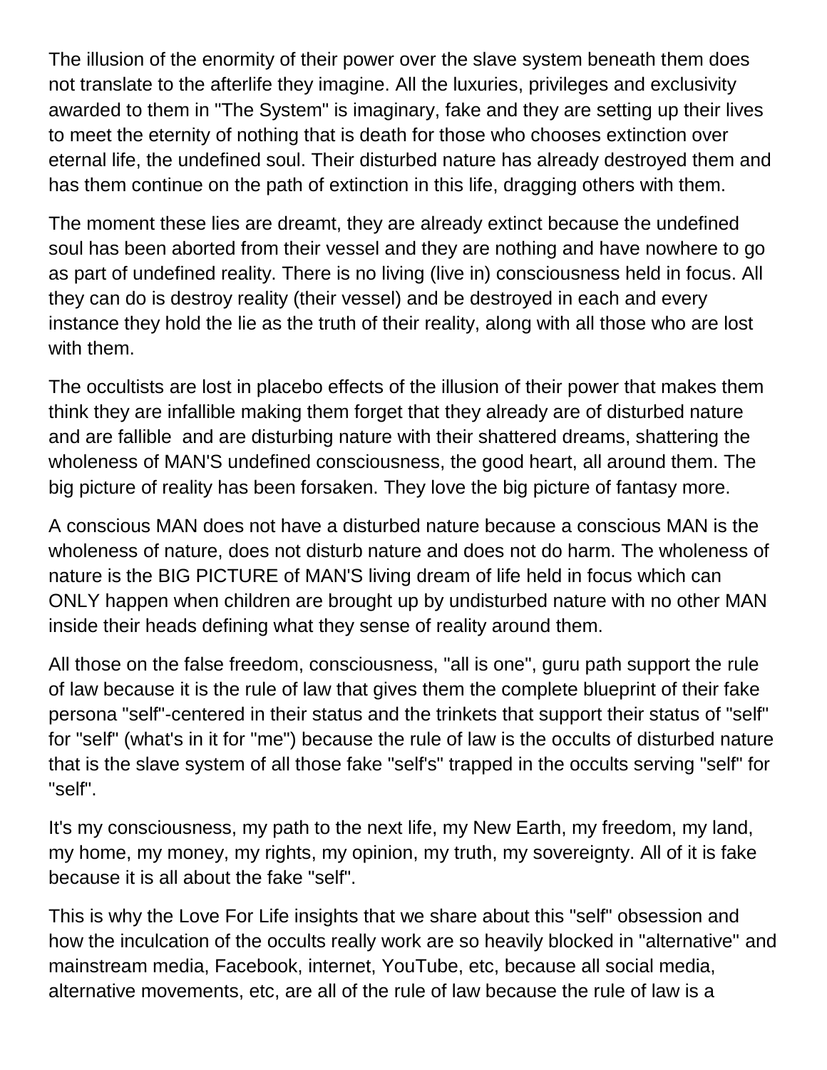The illusion of the enormity of their power over the slave system beneath them does not translate to the afterlife they imagine. All the luxuries, privileges and exclusivity awarded to them in "The System" is imaginary, fake and they are setting up their lives to meet the eternity of nothing that is death for those who chooses extinction over eternal life, the undefined soul. Their disturbed nature has already destroyed them and has them continue on the path of extinction in this life, dragging others with them.

The moment these lies are dreamt, they are already extinct because the undefined soul has been aborted from their vessel and they are nothing and have nowhere to go as part of undefined reality. There is no living (live in) consciousness held in focus. All they can do is destroy reality (their vessel) and be destroyed in each and every instance they hold the lie as the truth of their reality, along with all those who are lost with them.

The occultists are lost in placebo effects of the illusion of their power that makes them think they are infallible making them forget that they already are of disturbed nature and are fallible  and are disturbing nature with their shattered dreams, shattering the wholeness of MAN'S undefined consciousness, the good heart, all around them. The big picture of reality has been forsaken. They love the big picture of fantasy more.

A conscious MAN does not have a disturbed nature because a conscious MAN is the wholeness of nature, does not disturb nature and does not do harm. The wholeness of nature is the BIG PICTURE of MAN'S living dream of life held in focus which can ONLY happen when children are brought up by undisturbed nature with no other MAN inside their heads defining what they sense of reality around them.

All those on the false freedom, consciousness, "all is one", guru path support the rule of law because it is the rule of law that gives them the complete blueprint of their fake persona "self"-centered in their status and the trinkets that support their status of "self" for "self" (what's in it for "me") because the rule of law is the occults of disturbed nature that is the slave system of all those fake "self's" trapped in the occults serving "self" for "self".

It's my consciousness, my path to the next life, my New Earth, my freedom, my land, my home, my money, my rights, my opinion, my truth, my sovereignty. All of it is fake because it is all about the fake "self".

This is why the Love For Life insights that we share about this "self" obsession and how the inculcation of the occults really work are so heavily blocked in "alternative" and mainstream media, Facebook, internet, YouTube, etc, because all social media, alternative movements, etc, are all of the rule of law because the rule of law is a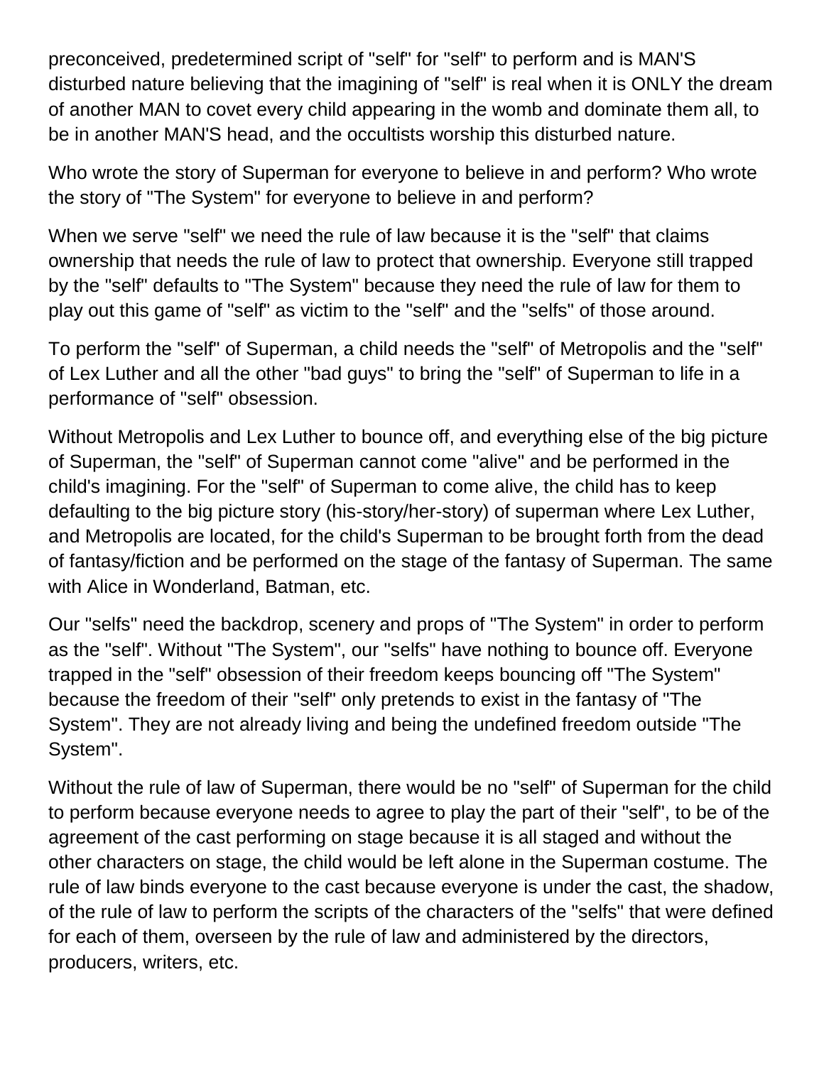preconceived, predetermined script of "self" for "self" to perform and is MAN'S disturbed nature believing that the imagining of "self" is real when it is ONLY the dream of another MAN to covet every child appearing in the womb and dominate them all, to be in another MAN'S head, and the occultists worship this disturbed nature.

Who wrote the story of Superman for everyone to believe in and perform? Who wrote the story of "The System" for everyone to believe in and perform?

When we serve "self" we need the rule of law because it is the "self" that claims ownership that needs the rule of law to protect that ownership. Everyone still trapped by the "self" defaults to "The System" because they need the rule of law for them to play out this game of "self" as victim to the "self" and the "selfs" of those around.

To perform the "self" of Superman, a child needs the "self" of Metropolis and the "self" of Lex Luther and all the other "bad guys" to bring the "self" of Superman to life in a performance of "self" obsession.

Without Metropolis and Lex Luther to bounce off, and everything else of the big picture of Superman, the "self" of Superman cannot come "alive" and be performed in the child's imagining. For the "self" of Superman to come alive, the child has to keep defaulting to the big picture story (his-story/her-story) of superman where Lex Luther, and Metropolis are located, for the child's Superman to be brought forth from the dead of fantasy/fiction and be performed on the stage of the fantasy of Superman. The same with Alice in Wonderland, Batman, etc.

Our "selfs" need the backdrop, scenery and props of "The System" in order to perform as the "self". Without "The System", our "selfs" have nothing to bounce off. Everyone trapped in the "self" obsession of their freedom keeps bouncing off "The System" because the freedom of their "self" only pretends to exist in the fantasy of "The System". They are not already living and being the undefined freedom outside "The System".

Without the rule of law of Superman, there would be no "self" of Superman for the child to perform because everyone needs to agree to play the part of their "self", to be of the agreement of the cast performing on stage because it is all staged and without the other characters on stage, the child would be left alone in the Superman costume. The rule of law binds everyone to the cast because everyone is under the cast, the shadow, of the rule of law to perform the scripts of the characters of the "selfs" that were defined for each of them, overseen by the rule of law and administered by the directors, producers, writers, etc.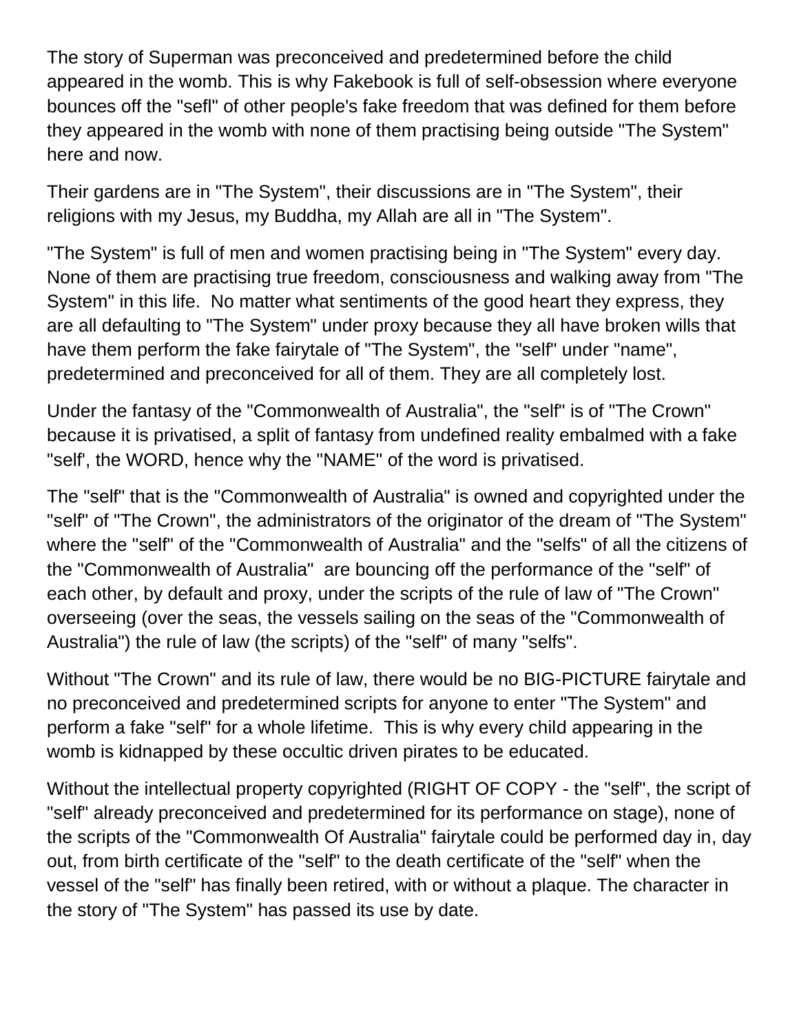The story of Superman was preconceived and predetermined before the child appeared in the womb. This is why Fakebook is full of self-obsession where everyone bounces off the "sefl" of other people's fake freedom that was defined for them before they appeared in the womb with none of them practising being outside "The System" here and now.

Their gardens are in "The System", their discussions are in "The System", their religions with my Jesus, my Buddha, my Allah are all in "The System".

"The System" is full of men and women practising being in "The System" every day. None of them are practising true freedom, consciousness and walking away from "The System" in this life. No matter what sentiments of the good heart they express, they are all defaulting to "The System" under proxy because they all have broken wills that have them perform the fake fairytale of "The System", the "self" under "name", predetermined and preconceived for all of them. They are all completely lost.

Under the fantasy of the "Commonwealth of Australia", the "self" is of "The Crown" because it is privatised, a split of fantasy from undefined reality embalmed with a fake "self', the WORD, hence why the "NAME" of the word is privatised.

The "self" that is the "Commonwealth of Australia" is owned and copyrighted under the "self" of "The Crown", the administrators of the originator of the dream of "The System" where the "self" of the "Commonwealth of Australia" and the "selfs" of all the citizens of the "Commonwealth of Australia" are bouncing off the performance of the "self" of each other, by default and proxy, under the scripts of the rule of law of "The Crown" overseeing (over the seas, the vessels sailing on the seas of the "Commonwealth of Australia") the rule of law (the scripts) of the "self" of many "selfs".

Without "The Crown" and its rule of law, there would be no BIG-PICTURE fairytale and no preconceived and predetermined scripts for anyone to enter "The System" and perform a fake "self" for a whole lifetime. This is why every child appearing in the womb is kidnapped by these occultic driven pirates to be educated.

Without the intellectual property copyrighted (RIGHT OF COPY - the "self", the script of "self" already preconceived and predetermined for its performance on stage), none of the scripts of the "Commonwealth Of Australia" fairytale could be performed day in, day out, from birth certificate of the "self" to the death certificate of the "self" when the vessel of the "self" has finally been retired, with or without a plaque. The character in the story of "The System" has passed its use by date.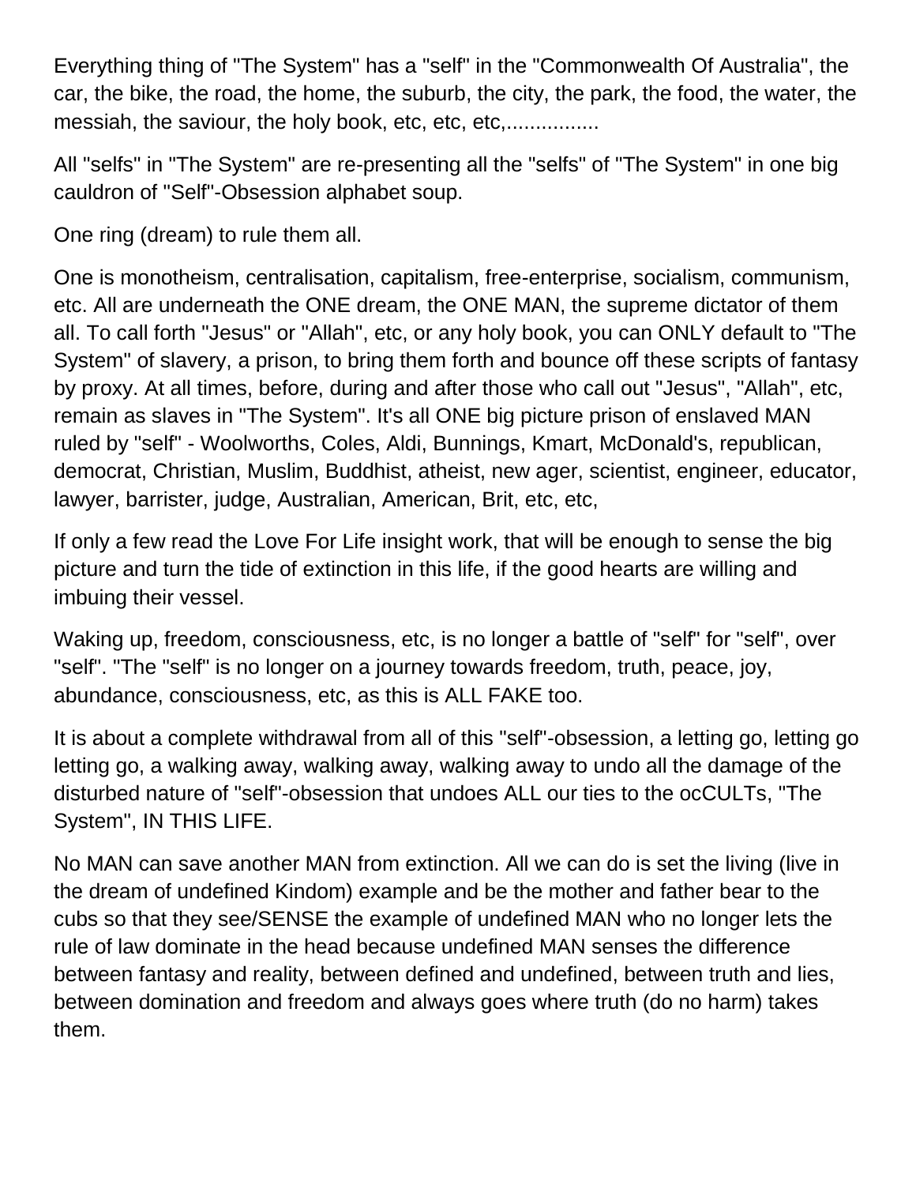Everything thing of "The System" has a "self" in the "Commonwealth Of Australia", the car, the bike, the road, the home, the suburb, the city, the park, the food, the water, the messiah, the saviour, the holy book, etc, etc, etc,................

All "selfs" in "The System" are re-presenting all the "selfs" of "The System" in one big cauldron of "Self"-Obsession alphabet soup.

One ring (dream) to rule them all.

One is monotheism, centralisation, capitalism, free-enterprise, socialism, communism, etc. All are underneath the ONE dream, the ONE MAN, the supreme dictator of them all. To call forth "Jesus" or "Allah", etc, or any holy book, you can ONLY default to "The System" of slavery, a prison, to bring them forth and bounce off these scripts of fantasy by proxy. At all times, before, during and after those who call out "Jesus", "Allah", etc, remain as slaves in "The System". It's all ONE big picture prison of enslaved MAN ruled by "self" - Woolworths, Coles, Aldi, Bunnings, Kmart, McDonald's, republican, democrat, Christian, Muslim, Buddhist, atheist, new ager, scientist, engineer, educator, lawyer, barrister, judge, Australian, American, Brit, etc, etc,

If only a few read the Love For Life insight work, that will be enough to sense the big picture and turn the tide of extinction in this life, if the good hearts are willing and imbuing their vessel.

Waking up, freedom, consciousness, etc, is no longer a battle of "self" for "self", over "self". "The "self" is no longer on a journey towards freedom, truth, peace, joy, abundance, consciousness, etc, as this is ALL FAKE too.

It is about a complete withdrawal from all of this "self"-obsession, a letting go, letting go letting go, a walking away, walking away, walking away to undo all the damage of the disturbed nature of "self"-obsession that undoes ALL our ties to the ocCULTs, "The System", IN THIS LIFE.

No MAN can save another MAN from extinction. All we can do is set the living (live in the dream of undefined Kindom) example and be the mother and father bear to the cubs so that they see/SENSE the example of undefined MAN who no longer lets the rule of law dominate in the head because undefined MAN senses the difference between fantasy and reality, between defined and undefined, between truth and lies, between domination and freedom and always goes where truth (do no harm) takes them.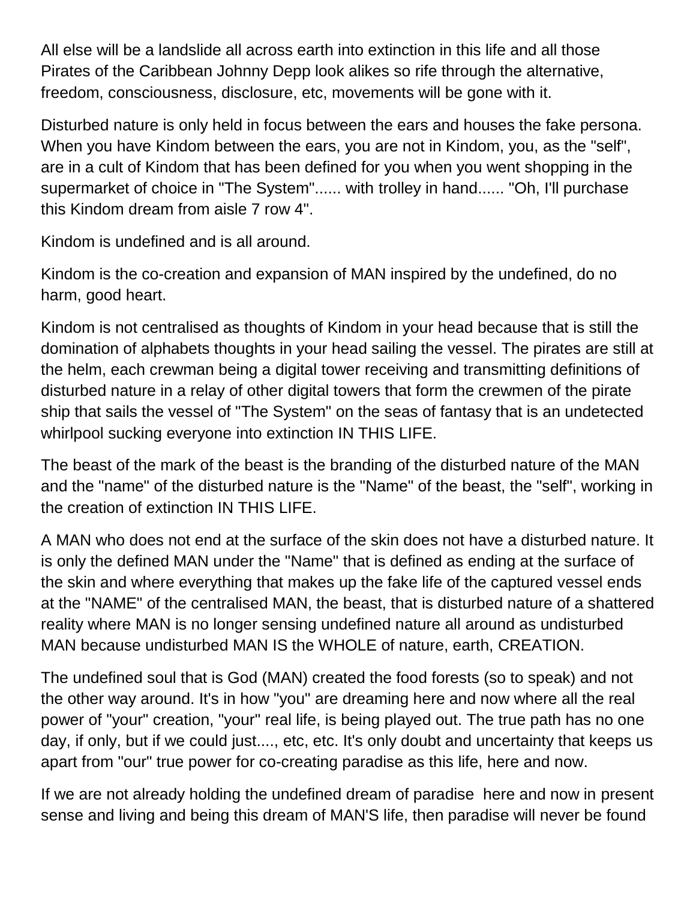All else will be a landslide all across earth into extinction in this life and all those Pirates of the Caribbean Johnny Depp look alikes so rife through the alternative, freedom, consciousness, disclosure, etc, movements will be gone with it.

Disturbed nature is only held in focus between the ears and houses the fake persona. When you have Kindom between the ears, you are not in Kindom, you, as the "self", are in a cult of Kindom that has been defined for you when you went shopping in the supermarket of choice in "The System"...... with trolley in hand...... "Oh, I'll purchase this Kindom dream from aisle 7 row 4".

Kindom is undefined and is all around.

Kindom is the co-creation and expansion of MAN inspired by the undefined, do no harm, good heart.

Kindom is not centralised as thoughts of Kindom in your head because that is still the domination of alphabets thoughts in your head sailing the vessel. The pirates are still at the helm, each crewman being a digital tower receiving and transmitting definitions of disturbed nature in a relay of other digital towers that form the crewmen of the pirate ship that sails the vessel of "The System" on the seas of fantasy that is an undetected whirlpool sucking everyone into extinction IN THIS LIFE.

The beast of the mark of the beast is the branding of the disturbed nature of the MAN and the "name" of the disturbed nature is the "Name" of the beast, the "self", working in the creation of extinction IN THIS LIFE.

A MAN who does not end at the surface of the skin does not have a disturbed nature. It is only the defined MAN under the "Name" that is defined as ending at the surface of the skin and where everything that makes up the fake life of the captured vessel ends at the "NAME" of the centralised MAN, the beast, that is disturbed nature of a shattered reality where MAN is no longer sensing undefined nature all around as undisturbed MAN because undisturbed MAN IS the WHOLE of nature, earth, CREATION.

The undefined soul that is God (MAN) created the food forests (so to speak) and not the other way around. It's in how "you" are dreaming here and now where all the real power of "your" creation, "your" real life, is being played out. The true path has no one day, if only, but if we could just...., etc, etc. It's only doubt and uncertainty that keeps us apart from "our" true power for co-creating paradise as this life, here and now.

If we are not already holding the undefined dream of paradise here and now in present sense and living and being this dream of MAN'S life, then paradise will never be found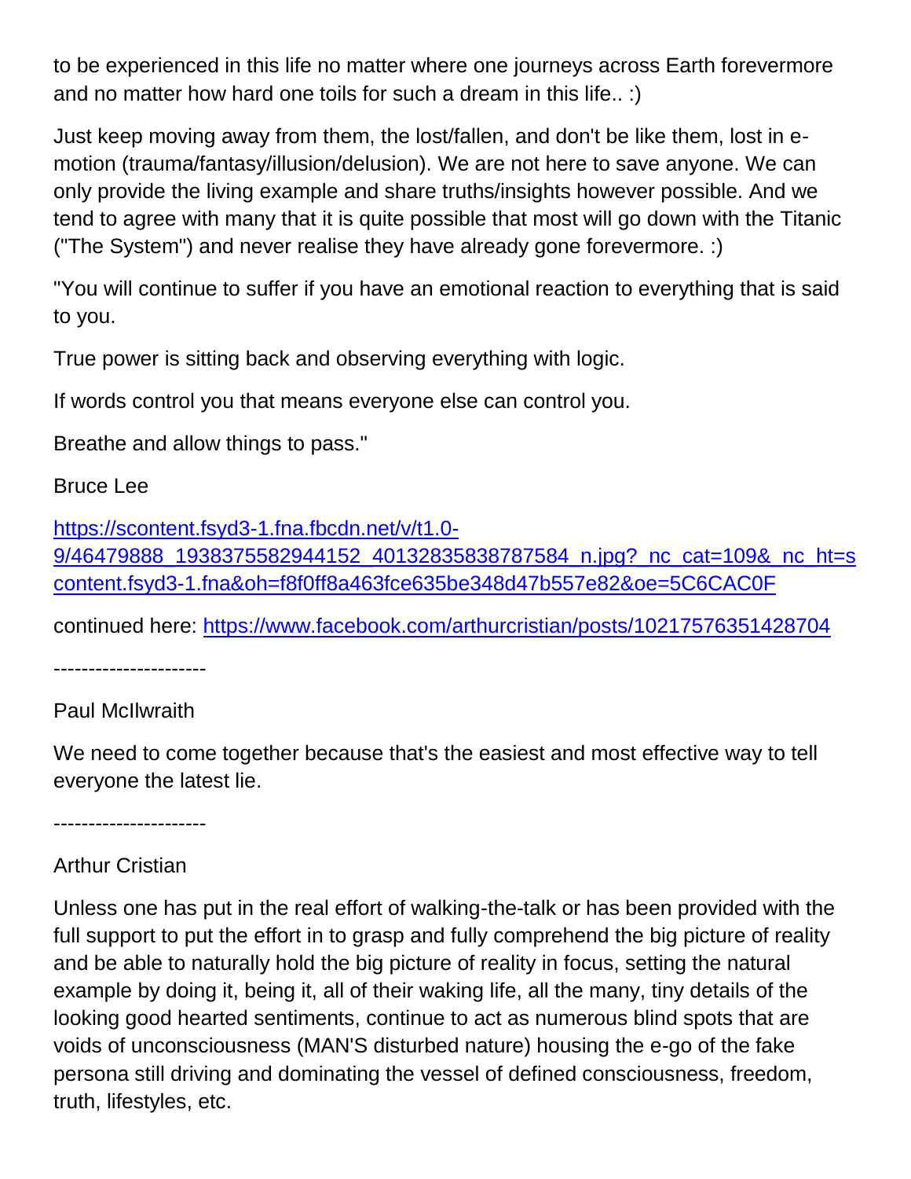to be experienced in this life no matter where one journeys across Earth forevermore and no matter how hard one toils for such a dream in this life.. :)

Just keep moving away from them, the lost/fallen, and don't be like them, lost in e-motion (trauma/fantasy/illusion/delusion). We are not here to save anyone. We can only provide the living example and share truths/insights however possible. And we tend to agree with many that it is quite possible that most will go down with the Titanic ("The System") and never realise they have already gone forevermore. :)

"You will continue to suffer if you have an emotional reaction to everything that is said to you.

True power is sitting back and observing everything with logic.

If words control you that means everyone else can control you.

Breathe and allow things to pass."

Bruce Lee

https://scontent.fsyd3-1.fna.fbcdn.net/v/t1.0-9/46479888_1938375582944152_4013283583878758_4_n.jpg?_nc_cat=109&_nc_ht=scontent.fsyd3-1.fna&oh=f8f0ff8a463fce635be348d47b557e82&oe=5C6CAC0F

continued here: https://www.facebook.com/arthurcristian/posts/10217576351428704

----------------------

Paul McIlwraith

We need to come together because that's the easiest and most effective way to tell everyone the latest lie.

----------------------

Arthur Cristian

Unless one has put in the real effort of walking-the-talk or has been provided with the full support to put the effort in to grasp and fully comprehend the big picture of reality and be able to naturally hold the big picture of reality in focus, setting the natural example by doing it, being it, all of their waking life, all the many, tiny details of the looking good hearted sentiments, continue to act as numerous blind spots that are voids of unconsciousness (MAN'S disturbed nature) housing the e-go of the fake persona still driving and dominating the vessel of defined consciousness, freedom, truth, lifestyles, etc.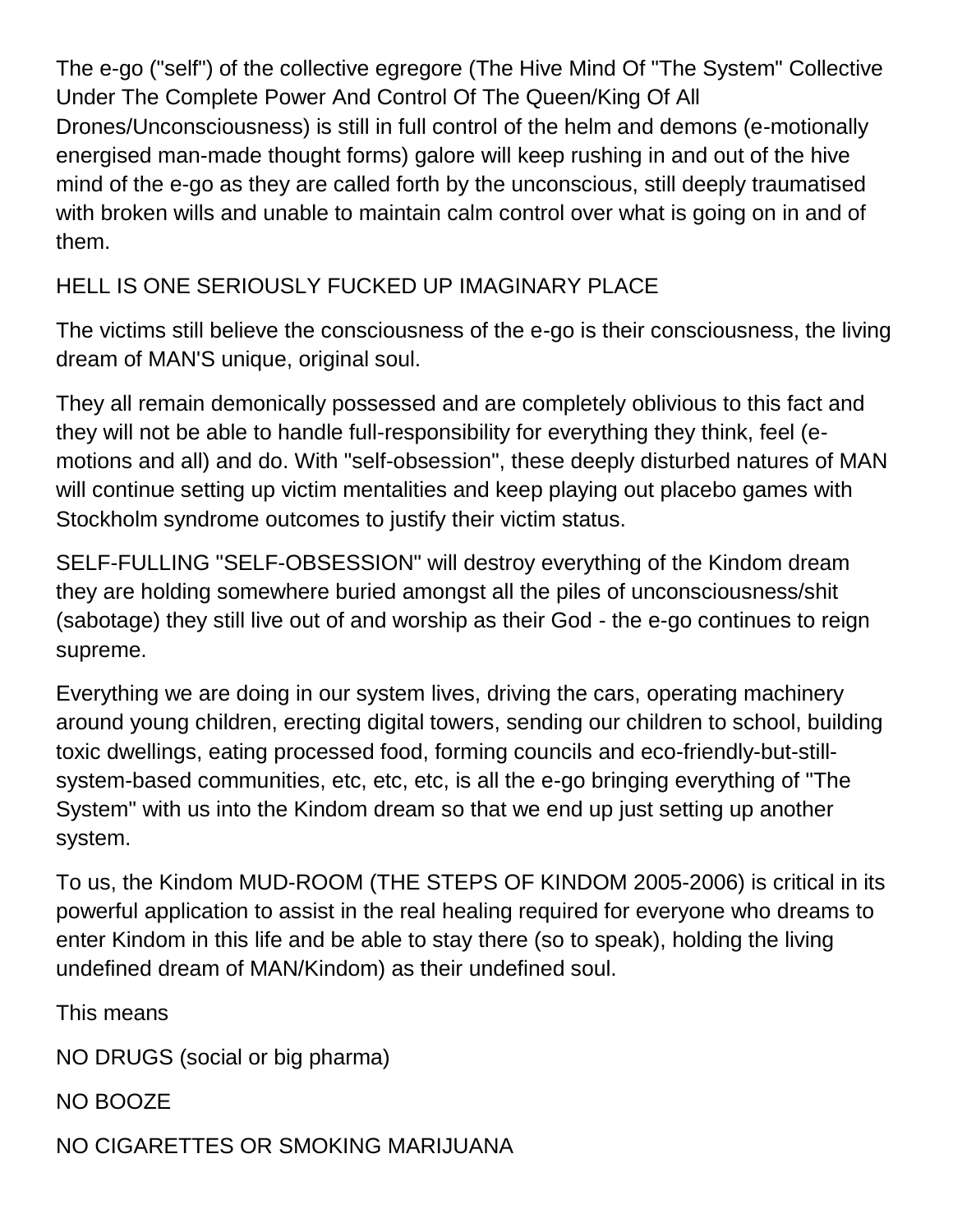The e-go ("self") of the collective egregore (The Hive Mind Of "The System" Collective Under The Complete Power And Control Of The Queen/King Of All Drones/Unconsciousness) is still in full control of the helm and demons (e-motionally energised man-made thought forms) galore will keep rushing in and out of the hive mind of the e-go as they are called forth by the unconscious, still deeply traumatised with broken wills and unable to maintain calm control over what is going on in and of them.

HELL IS ONE SERIOUSLY FUCKED UP IMAGINARY PLACE

The victims still believe the consciousness of the e-go is their consciousness, the living dream of MAN'S unique, original soul.

They all remain demonically possessed and are completely oblivious to this fact and they will not be able to handle full-responsibility for everything they think, feel (e-motions and all) and do. With "self-obsession", these deeply disturbed natures of MAN will continue setting up victim mentalities and keep playing out placebo games with Stockholm syndrome outcomes to justify their victim status.

SELF-FULLING "SELF-OBSESSION" will destroy everything of the Kindom dream they are holding somewhere buried amongst all the piles of unconsciousness/shit (sabotage) they still live out of and worship as their God - the e-go continues to reign supreme.

Everything we are doing in our system lives, driving the cars, operating machinery around young children, erecting digital towers, sending our children to school, building toxic dwellings, eating processed food, forming councils and eco-friendly-but-still-system-based communities, etc, etc, etc, is all the e-go bringing everything of "The System" with us into the Kindom dream so that we end up just setting up another system.

To us, the Kindom MUD-ROOM (THE STEPS OF KINDOM 2005-2006) is critical in its powerful application to assist in the real healing required for everyone who dreams to enter Kindom in this life and be able to stay there (so to speak), holding the living undefined dream of MAN/Kindom) as their undefined soul.

This means

NO DRUGS (social or big pharma)

NO BOOZE

NO CIGARETTES OR SMOKING MARIJUANA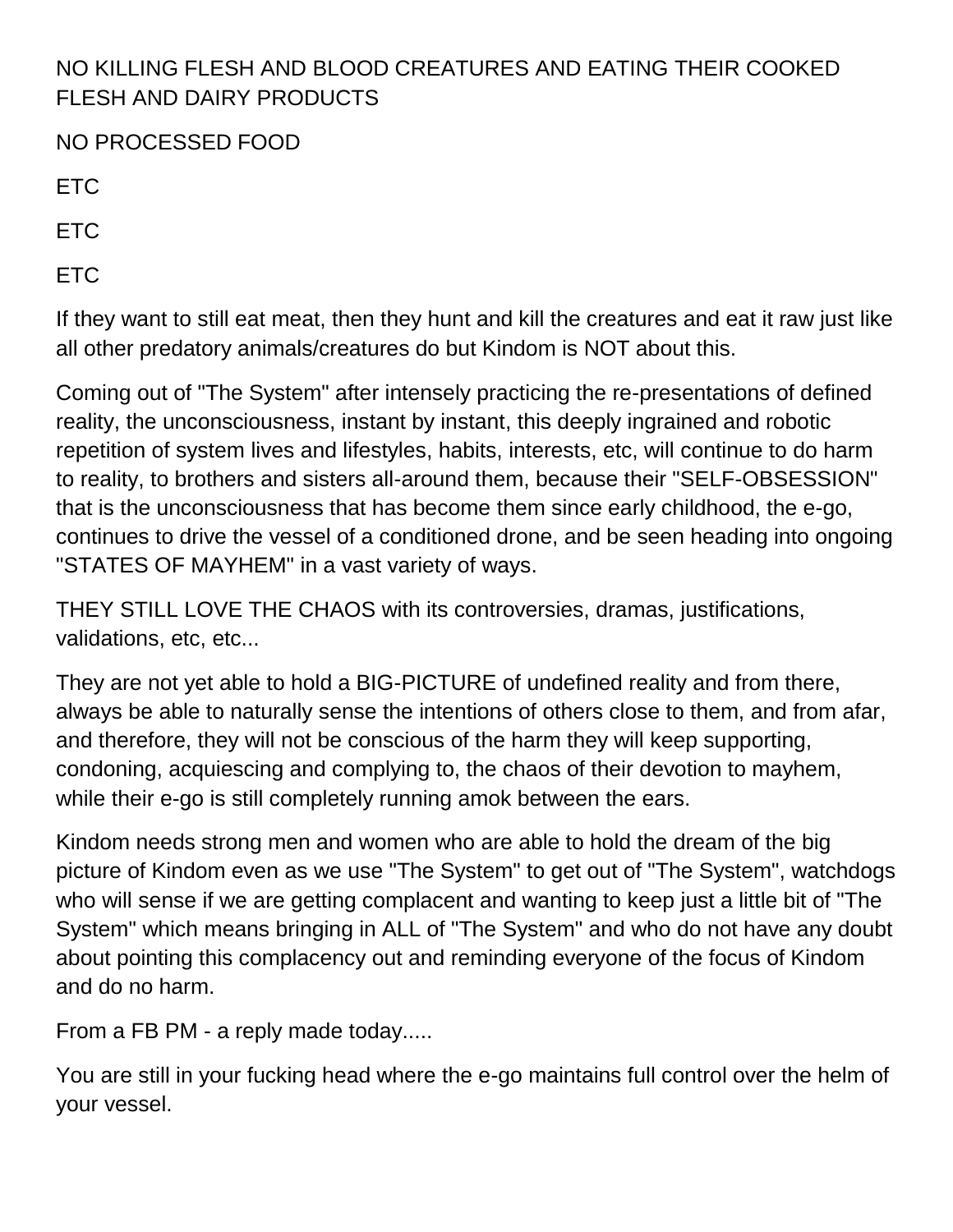NO KILLING FLESH AND BLOOD CREATURES AND EATING THEIR COOKED FLESH AND DAIRY PRODUCTS

NO PROCESSED FOOD

ETC

ETC

ETC

If they want to still eat meat, then they hunt and kill the creatures and eat it raw just like all other predatory animals/creatures do but Kindom is NOT about this.

Coming out of "The System" after intensely practicing the re-presentations of defined reality, the unconsciousness, instant by instant, this deeply ingrained and robotic repetition of system lives and lifestyles, habits, interests, etc, will continue to do harm to reality, to brothers and sisters all-around them, because their "SELF-OBSESSION" that is the unconsciousness that has become them since early childhood, the e-go, continues to drive the vessel of a conditioned drone, and be seen heading into ongoing "STATES OF MAYHEM" in a vast variety of ways.

THEY STILL LOVE THE CHAOS with its controversies, dramas, justifications, validations, etc, etc...

They are not yet able to hold a BIG-PICTURE of undefined reality and from there, always be able to naturally sense the intentions of others close to them, and from afar, and therefore, they will not be conscious of the harm they will keep supporting, condoning, acquiescing and complying to, the chaos of their devotion to mayhem, while their e-go is still completely running amok between the ears.

Kindom needs strong men and women who are able to hold the dream of the big picture of Kindom even as we use "The System" to get out of "The System", watchdogs who will sense if we are getting complacent and wanting to keep just a little bit of "The System" which means bringing in ALL of "The System" and who do not have any doubt about pointing this complacency out and reminding everyone of the focus of Kindom and do no harm.

From a FB PM - a reply made today.....

You are still in your fucking head where the e-go maintains full control over the helm of your vessel.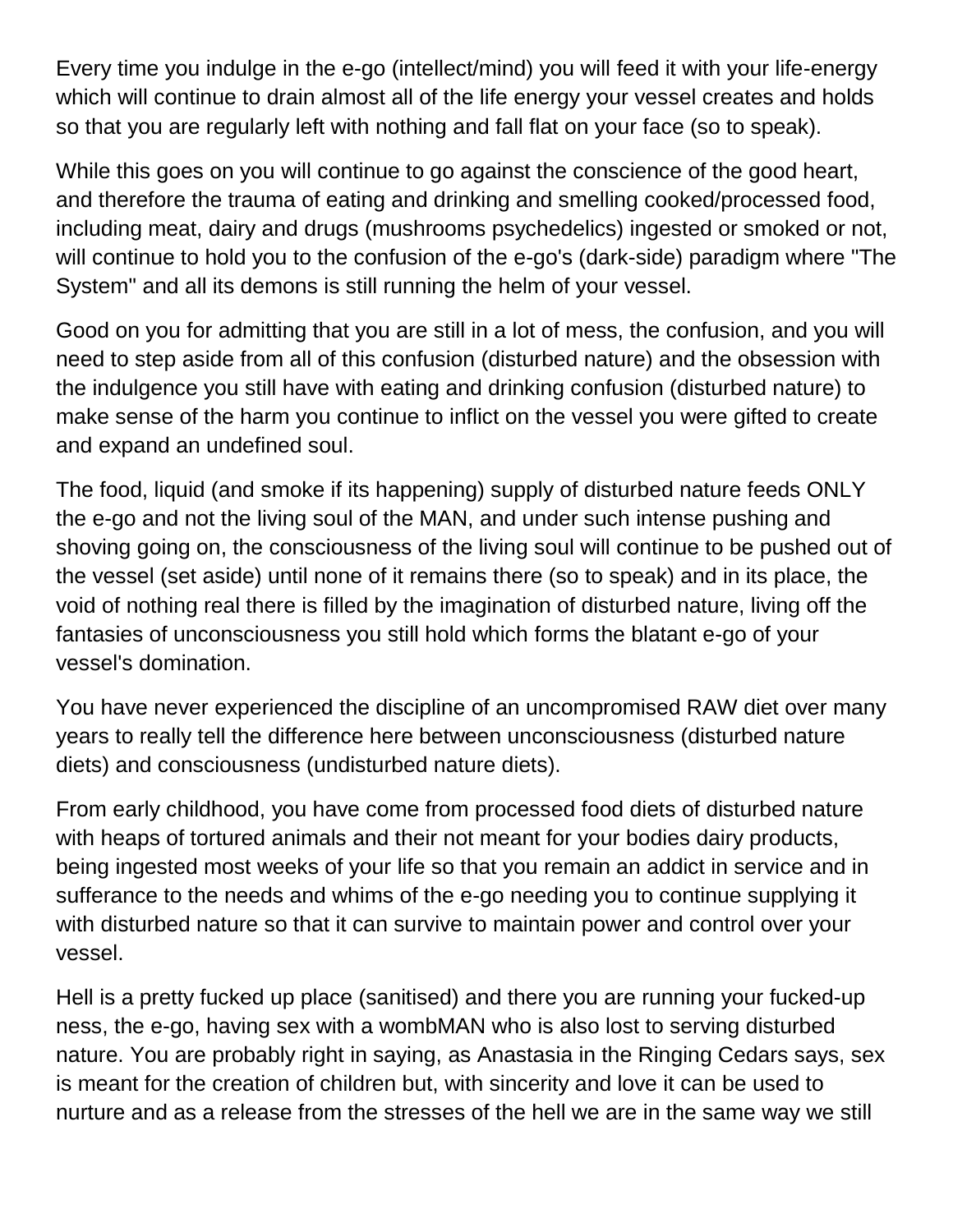Every time you indulge in the e-go (intellect/mind) you will feed it with your life-energy which will continue to drain almost all of the life energy your vessel creates and holds so that you are regularly left with nothing and fall flat on your face (so to speak).

While this goes on you will continue to go against the conscience of the good heart, and therefore the trauma of eating and drinking and smelling cooked/processed food, including meat, dairy and drugs (mushrooms psychedelics) ingested or smoked or not, will continue to hold you to the confusion of the e-go's (dark-side) paradigm where "The System" and all its demons is still running the helm of your vessel.

Good on you for admitting that you are still in a lot of mess, the confusion, and you will need to step aside from all of this confusion (disturbed nature) and the obsession with the indulgence you still have with eating and drinking confusion (disturbed nature) to make sense of the harm you continue to inflict on the vessel you were gifted to create and expand an undefined soul.

The food, liquid (and smoke if its happening) supply of disturbed nature feeds ONLY the e-go and not the living soul of the MAN, and under such intense pushing and shoving going on, the consciousness of the living soul will continue to be pushed out of the vessel (set aside) until none of it remains there (so to speak) and in its place, the void of nothing real there is filled by the imagination of disturbed nature, living off the fantasies of unconsciousness you still hold which forms the blatant e-go of your vessel's domination.

You have never experienced the discipline of an uncompromised RAW diet over many years to really tell the difference here between unconsciousness (disturbed nature diets) and consciousness (undisturbed nature diets).

From early childhood, you have come from processed food diets of disturbed nature with heaps of tortured animals and their not meant for your bodies dairy products, being ingested most weeks of your life so that you remain an addict in service and in sufferance to the needs and whims of the e-go needing you to continue supplying it with disturbed nature so that it can survive to maintain power and control over your vessel.

Hell is a pretty fucked up place (sanitised) and there you are running your fucked-up ness, the e-go, having sex with a wombMAN who is also lost to serving disturbed nature. You are probably right in saying, as Anastasia in the Ringing Cedars says, sex is meant for the creation of children but, with sincerity and love it can be used to nurture and as a release from the stresses of the hell we are in the same way we still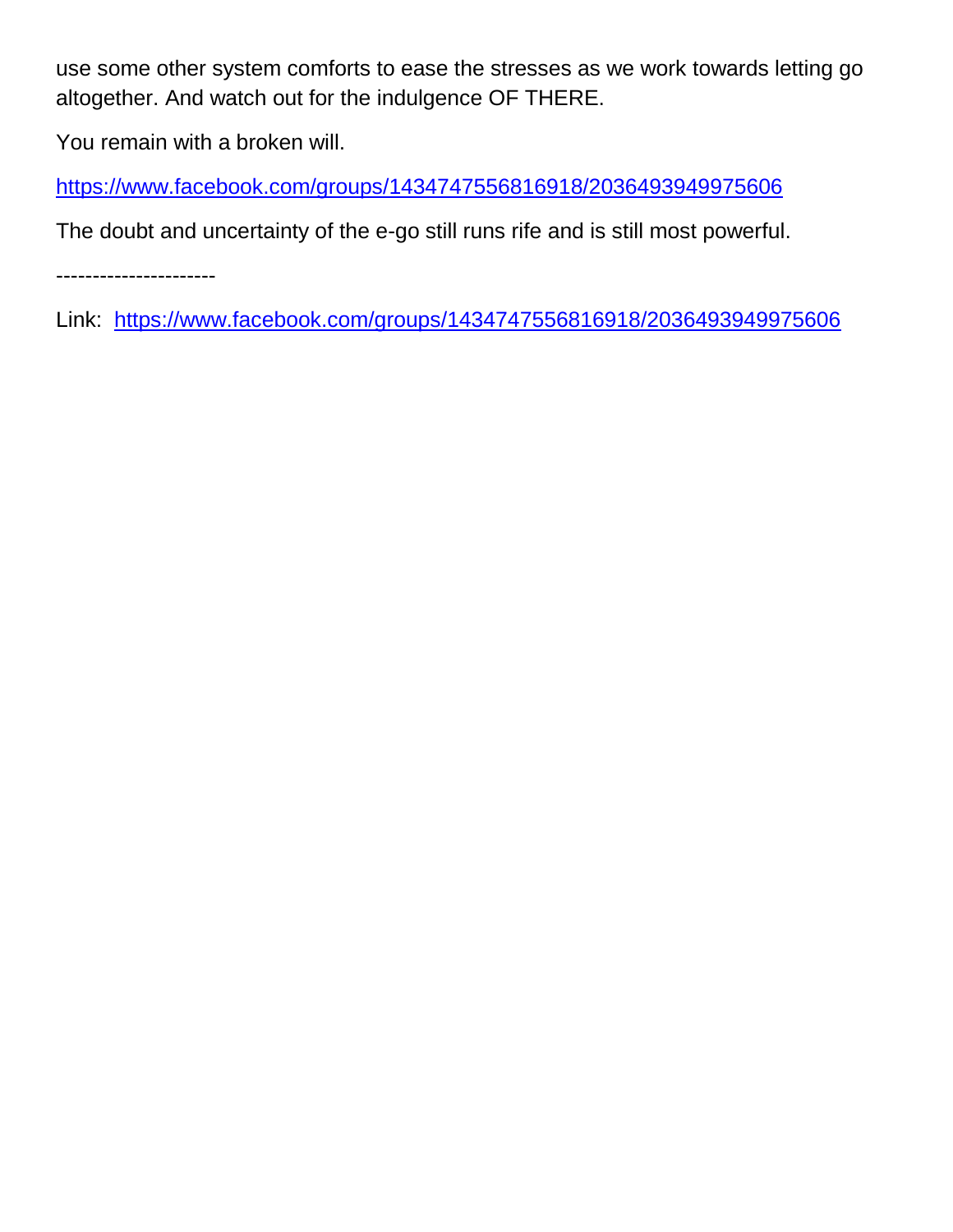use some other system comforts to ease the stresses as we work towards letting go altogether. And watch out for the indulgence OF THERE.

You remain with a broken will.

https://www.facebook.com/groups/1434747556816918/2036493949975606

The doubt and uncertainty of the e-go still runs rife and is still most powerful.

----------------------

Link: https://www.facebook.com/groups/1434747556816918/2036493949975606